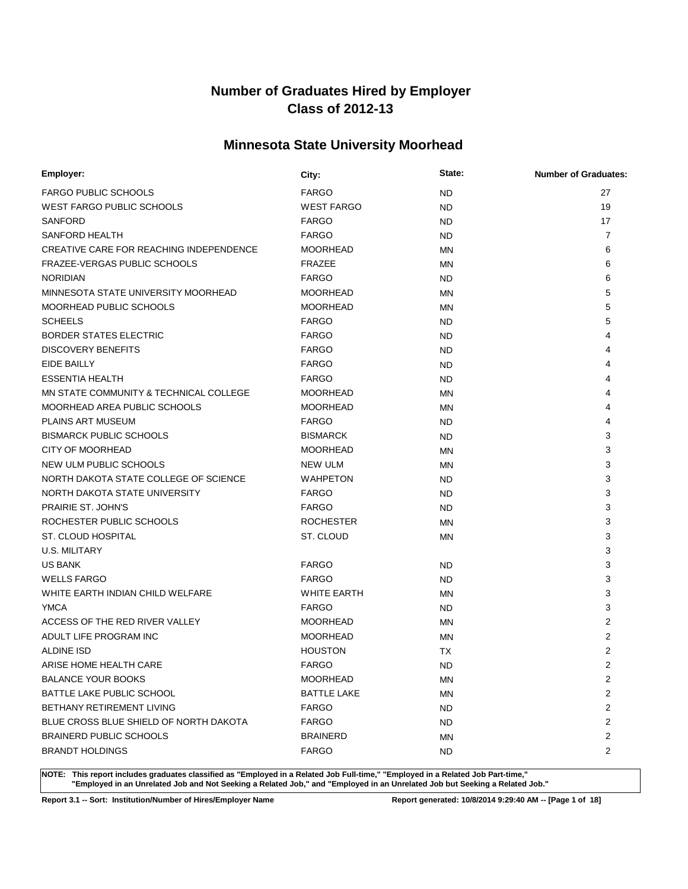# Number of Graduates Hired by Employer
# Class of 2012-13

## Minnesota State University Moorhead

| Employer: | City: | State: | Number of Graduates: |
|---|---|---|---|
| FARGO PUBLIC SCHOOLS | FARGO | ND | 27 |
| WEST FARGO PUBLIC SCHOOLS | WEST FARGO | ND | 19 |
| SANFORD | FARGO | ND | 17 |
| SANFORD HEALTH | FARGO | ND | 7 |
| CREATIVE CARE FOR REACHING INDEPENDENCE | MOORHEAD | MN | 6 |
| FRAZEE-VERGAS PUBLIC SCHOOLS | FRAZEE | MN | 6 |
| NORIDIAN | FARGO | ND | 6 |
| MINNESOTA STATE UNIVERSITY MOORHEAD | MOORHEAD | MN | 5 |
| MOORHEAD PUBLIC SCHOOLS | MOORHEAD | MN | 5 |
| SCHEELS | FARGO | ND | 5 |
| BORDER STATES ELECTRIC | FARGO | ND | 4 |
| DISCOVERY BENEFITS | FARGO | ND | 4 |
| EIDE BAILLY | FARGO | ND | 4 |
| ESSENTIA HEALTH | FARGO | ND | 4 |
| MN STATE COMMUNITY & TECHNICAL COLLEGE | MOORHEAD | MN | 4 |
| MOORHEAD AREA PUBLIC SCHOOLS | MOORHEAD | MN | 4 |
| PLAINS ART MUSEUM | FARGO | ND | 4 |
| BISMARCK PUBLIC SCHOOLS | BISMARCK | ND | 3 |
| CITY OF MOORHEAD | MOORHEAD | MN | 3 |
| NEW ULM PUBLIC SCHOOLS | NEW ULM | MN | 3 |
| NORTH DAKOTA STATE COLLEGE OF SCIENCE | WAHPETON | ND | 3 |
| NORTH DAKOTA STATE UNIVERSITY | FARGO | ND | 3 |
| PRAIRIE ST. JOHN'S | FARGO | ND | 3 |
| ROCHESTER PUBLIC SCHOOLS | ROCHESTER | MN | 3 |
| ST. CLOUD HOSPITAL | ST. CLOUD | MN | 3 |
| U.S. MILITARY | | | 3 |
| US BANK | FARGO | ND | 3 |
| WELLS FARGO | FARGO | ND | 3 |
| WHITE EARTH INDIAN CHILD WELFARE | WHITE EARTH | MN | 3 |
| YMCA | FARGO | ND | 3 |
| ACCESS OF THE RED RIVER VALLEY | MOORHEAD | MN | 2 |
| ADULT LIFE PROGRAM INC | MOORHEAD | MN | 2 |
| ALDINE ISD | HOUSTON | TX | 2 |
| ARISE HOME HEALTH CARE | FARGO | ND | 2 |
| BALANCE YOUR BOOKS | MOORHEAD | MN | 2 |
| BATTLE LAKE PUBLIC SCHOOL | BATTLE LAKE | MN | 2 |
| BETHANY RETIREMENT LIVING | FARGO | ND | 2 |
| BLUE CROSS BLUE SHIELD OF NORTH DAKOTA | FARGO | ND | 2 |
| BRAINERD PUBLIC SCHOOLS | BRAINERD | MN | 2 |
| BRANDT HOLDINGS | FARGO | ND | 2 |

**NOTE: This report includes graduates classified as "Employed in a Related Job Full-time," "Employed in a Related Job Part-time," "Employed in an Unrelated Job and Not Seeking a Related Job," and "Employed in an Unrelated Job but Seeking a Related Job."**

**Report 3.1 -- Sort: Institution/Number of Hires/Employer Name** **Report generated: 10/8/2014 9:29:40 AM**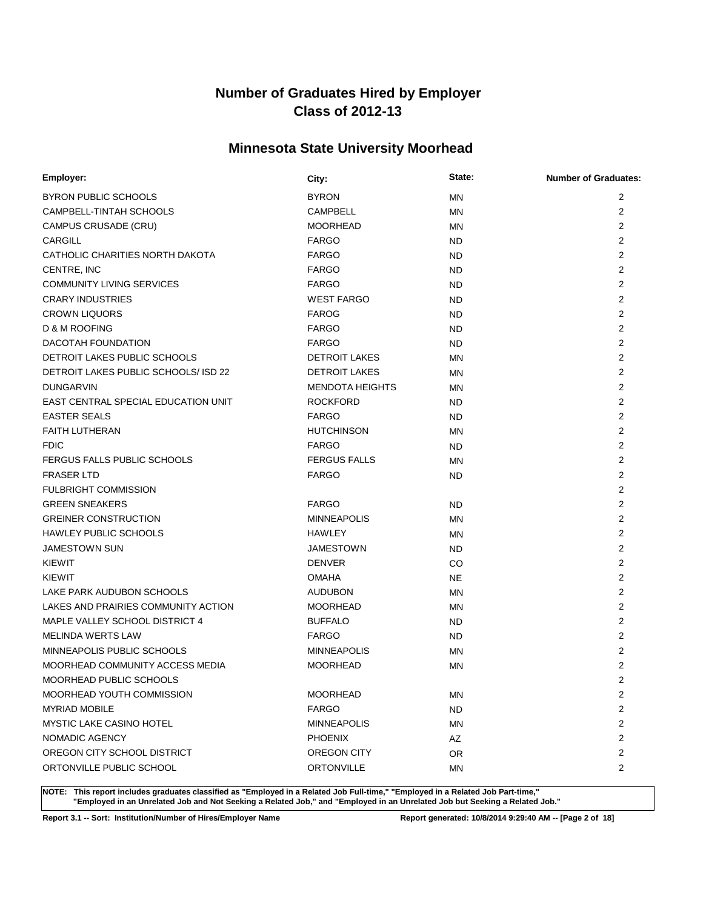# Number of Graduates Hired by Employer
# Class of 2012-13

## Minnesota State University Moorhead

| Employer: | City: | State: | Number of Graduates: |
|---|---|---|---|
| BYRON PUBLIC SCHOOLS | BYRON | MN | 2 |
| CAMPBELL-TINTAH SCHOOLS | CAMPBELL | MN | 2 |
| CAMPUS CRUSADE (CRU) | MOORHEAD | MN | 2 |
| CARGILL | FARGO | ND | 2 |
| CATHOLIC CHARITIES NORTH DAKOTA | FARGO | ND | 2 |
| CENTRE, INC | FARGO | ND | 2 |
| COMMUNITY LIVING SERVICES | FARGO | ND | 2 |
| CRARY INDUSTRIES | WEST FARGO | ND | 2 |
| CROWN LIQUORS | FAROG | ND | 2 |
| D & M ROOFING | FARGO | ND | 2 |
| DACOTAH FOUNDATION | FARGO | ND | 2 |
| DETROIT LAKES PUBLIC SCHOOLS | DETROIT LAKES | MN | 2 |
| DETROIT LAKES PUBLIC SCHOOLS/ ISD 22 | DETROIT LAKES | MN | 2 |
| DUNGARVIN | MENDOTA HEIGHTS | MN | 2 |
| EAST CENTRAL SPECIAL EDUCATION UNIT | ROCKFORD | ND | 2 |
| EASTER SEALS | FARGO | ND | 2 |
| FAITH LUTHERAN | HUTCHINSON | MN | 2 |
| FDIC | FARGO | ND | 2 |
| FERGUS FALLS PUBLIC SCHOOLS | FERGUS FALLS | MN | 2 |
| FRASER LTD | FARGO | ND | 2 |
| FULBRIGHT COMMISSION | | | 2 |
| GREEN SNEAKERS | FARGO | ND | 2 |
| GREINER CONSTRUCTION | MINNEAPOLIS | MN | 2 |
| HAWLEY PUBLIC SCHOOLS | HAWLEY | MN | 2 |
| JAMESTOWN SUN | JAMESTOWN | ND | 2 |
| KIEWIT | DENVER | CO | 2 |
| KIEWIT | OMAHA | NE | 2 |
| LAKE PARK AUDUBON SCHOOLS | AUDUBON | MN | 2 |
| LAKES AND PRAIRIES COMMUNITY ACTION | MOORHEAD | MN | 2 |
| MAPLE VALLEY SCHOOL DISTRICT 4 | BUFFALO | ND | 2 |
| MELINDA WERTS LAW | FARGO | ND | 2 |
| MINNEAPOLIS PUBLIC SCHOOLS | MINNEAPOLIS | MN | 2 |
| MOORHEAD COMMUNITY ACCESS MEDIA | MOORHEAD | MN | 2 |
| MOORHEAD PUBLIC SCHOOLS | | | 2 |
| MOORHEAD YOUTH COMMISSION | MOORHEAD | MN | 2 |
| MYRIAD MOBILE | FARGO | ND | 2 |
| MYSTIC LAKE CASINO HOTEL | MINNEAPOLIS | MN | 2 |
| NOMADIC AGENCY | PHOENIX | AZ | 2 |
| OREGON CITY SCHOOL DISTRICT | OREGON CITY | OR | 2 |
| ORTONVILLE PUBLIC SCHOOL | ORTONVILLE | MN | 2 |

**NOTE: This report includes graduates classified as "Employed in a Related Job Full-time," "Employed in a Related Job Part-time," "Employed in an Unrelated Job and Not Seeking a Related Job," and "Employed in an Unrelated Job but Seeking a Related Job."**

**Report 3.1 -- Sort: Institution/Number of Hires/Employer Name** **Report generated: 10/8/2014 9:29:40 AM**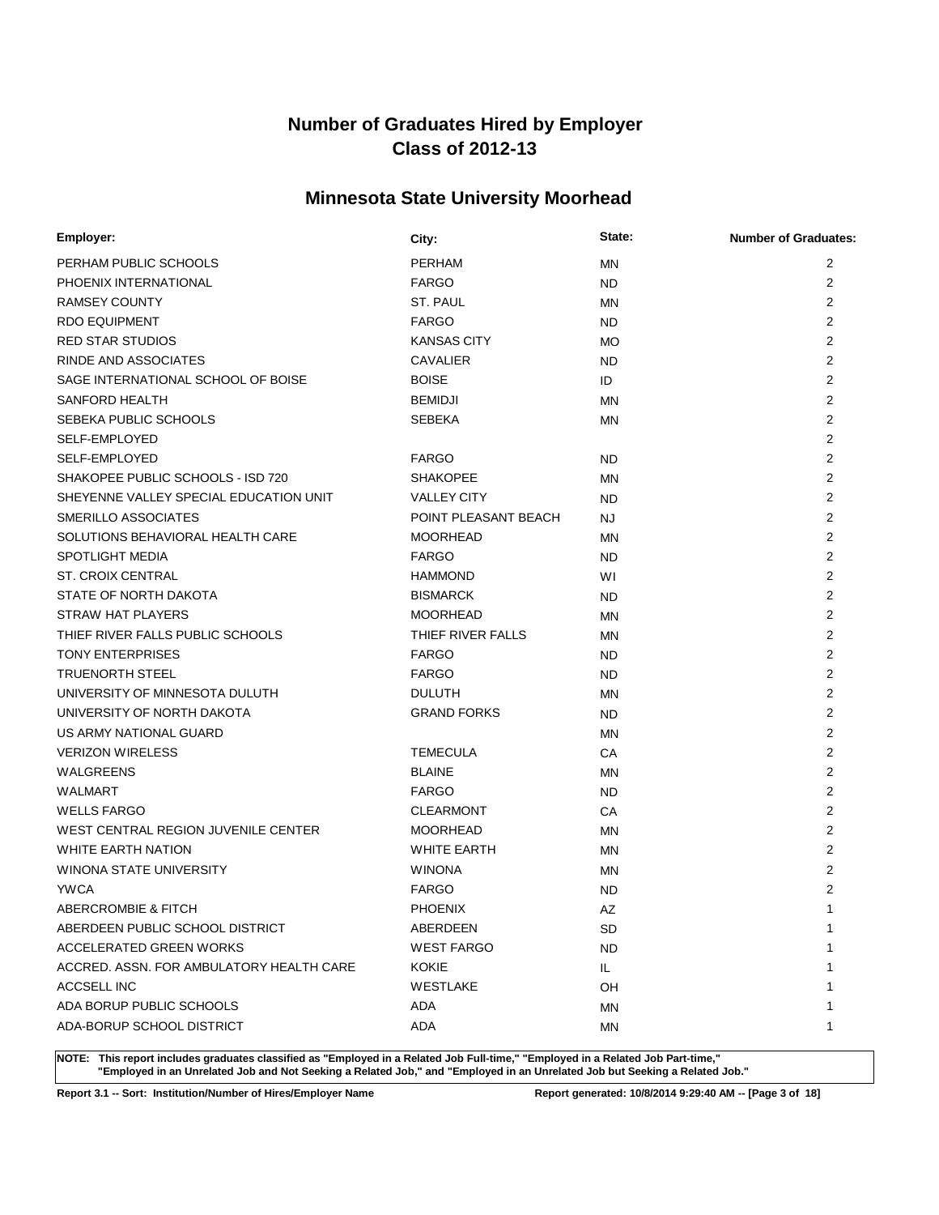# Number of Graduates Hired by Employer
# Class of 2012-13

## Minnesota State University Moorhead

| Employer: | City: | State: | Number of Graduates: |
|---|---|---|---|
| PERHAM PUBLIC SCHOOLS | PERHAM | MN | 2 |
| PHOENIX INTERNATIONAL | FARGO | ND | 2 |
| RAMSEY COUNTY | ST. PAUL | MN | 2 |
| RDO EQUIPMENT | FARGO | ND | 2 |
| RED STAR STUDIOS | KANSAS CITY | MO | 2 |
| RINDE AND ASSOCIATES | CAVALIER | ND | 2 |
| SAGE INTERNATIONAL SCHOOL OF BOISE | BOISE | ID | 2 |
| SANFORD HEALTH | BEMIDJI | MN | 2 |
| SEBEKA PUBLIC SCHOOLS | SEBEKA | MN | 2 |
| SELF-EMPLOYED | | | 2 |
| SELF-EMPLOYED | FARGO | ND | 2 |
| SHAKOPEE PUBLIC SCHOOLS - ISD 720 | SHAKOPEE | MN | 2 |
| SHEYENNE VALLEY SPECIAL EDUCATION UNIT | VALLEY CITY | ND | 2 |
| SMERILLO ASSOCIATES | POINT PLEASANT BEACH | NJ | 2 |
| SOLUTIONS BEHAVIORAL HEALTH CARE | MOORHEAD | MN | 2 |
| SPOTLIGHT MEDIA | FARGO | ND | 2 |
| ST. CROIX CENTRAL | HAMMOND | WI | 2 |
| STATE OF NORTH DAKOTA | BISMARCK | ND | 2 |
| STRAW HAT PLAYERS | MOORHEAD | MN | 2 |
| THIEF RIVER FALLS PUBLIC SCHOOLS | THIEF RIVER FALLS | MN | 2 |
| TONY ENTERPRISES | FARGO | ND | 2 |
| TRUENORTH STEEL | FARGO | ND | 2 |
| UNIVERSITY OF MINNESOTA DULUTH | DULUTH | MN | 2 |
| UNIVERSITY OF NORTH DAKOTA | GRAND FORKS | ND | 2 |
| US ARMY NATIONAL GUARD | | MN | 2 |
| VERIZON WIRELESS | TEMECULA | CA | 2 |
| WALGREENS | BLAINE | MN | 2 |
| WALMART | FARGO | ND | 2 |
| WELLS FARGO | CLEARMONT | CA | 2 |
| WEST CENTRAL REGION JUVENILE CENTER | MOORHEAD | MN | 2 |
| WHITE EARTH NATION | WHITE EARTH | MN | 2 |
| WINONA STATE UNIVERSITY | WINONA | MN | 2 |
| YWCA | FARGO | ND | 2 |
| ABERCROMBIE & FITCH | PHOENIX | AZ | 1 |
| ABERDEEN PUBLIC SCHOOL DISTRICT | ABERDEEN | SD | 1 |
| ACCELERATED GREEN WORKS | WEST FARGO | ND | 1 |
| ACCRED. ASSN. FOR AMBULATORY HEALTH CARE | KOKIE | IL | 1 |
| ACCSELL INC | WESTLAKE | OH | 1 |
| ADA BORUP PUBLIC SCHOOLS | ADA | MN | 1 |
| ADA-BORUP SCHOOL DISTRICT | ADA | MN | 1 |

**NOTE: This report includes graduates classified as "Employed in a Related Job Full-time," "Employed in a Related Job Part-time," "Employed in an Unrelated Job and Not Seeking a Related Job," and "Employed in an Unrelated Job but Seeking a Related Job."**

**Report 3.1 -- Sort: Institution/Number of Hires/Employer Name** **Report generated: 10/8/2014 9:29:40 AM**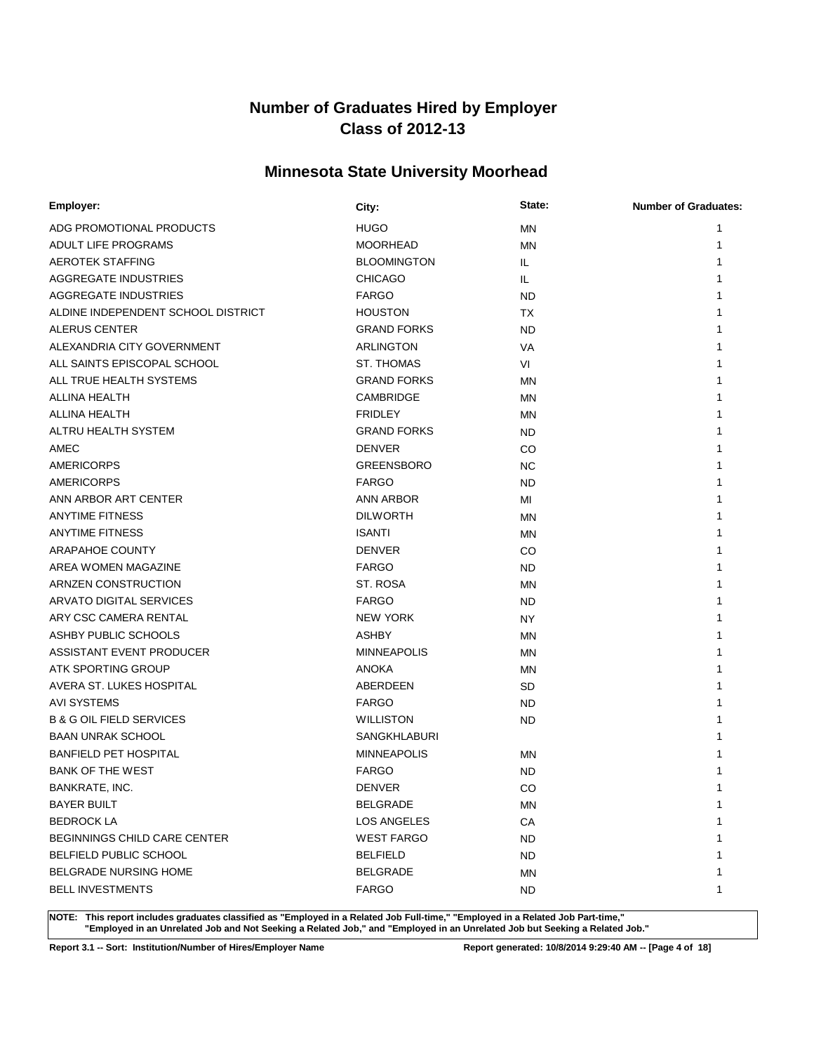# Number of Graduates Hired by Employer
# Class of 2012-13

## Minnesota State University Moorhead

| Employer: | City: | State: | Number of Graduates: |
|---|---|---|---|
| ADG PROMOTIONAL PRODUCTS | HUGO | MN | 1 |
| ADULT LIFE PROGRAMS | MOORHEAD | MN | 1 |
| AEROTEK STAFFING | BLOOMINGTON | IL | 1 |
| AGGREGATE INDUSTRIES | CHICAGO | IL | 1 |
| AGGREGATE INDUSTRIES | FARGO | ND | 1 |
| ALDINE INDEPENDENT SCHOOL DISTRICT | HOUSTON | TX | 1 |
| ALERUS CENTER | GRAND FORKS | ND | 1 |
| ALEXANDRIA CITY GOVERNMENT | ARLINGTON | VA | 1 |
| ALL SAINTS EPISCOPAL SCHOOL | ST. THOMAS | VI | 1 |
| ALL TRUE HEALTH SYSTEMS | GRAND FORKS | MN | 1 |
| ALLINA HEALTH | CAMBRIDGE | MN | 1 |
| ALLINA HEALTH | FRIDLEY | MN | 1 |
| ALTRU HEALTH SYSTEM | GRAND FORKS | ND | 1 |
| AMEC | DENVER | CO | 1 |
| AMERICORPS | GREENSBORO | NC | 1 |
| AMERICORPS | FARGO | ND | 1 |
| ANN ARBOR ART CENTER | ANN ARBOR | MI | 1 |
| ANYTIME FITNESS | DILWORTH | MN | 1 |
| ANYTIME FITNESS | ISANTI | MN | 1 |
| ARAPAHOE COUNTY | DENVER | CO | 1 |
| AREA WOMEN MAGAZINE | FARGO | ND | 1 |
| ARNZEN CONSTRUCTION | ST. ROSA | MN | 1 |
| ARVATO DIGITAL SERVICES | FARGO | ND | 1 |
| ARY CSC CAMERA RENTAL | NEW YORK | NY | 1 |
| ASHBY PUBLIC SCHOOLS | ASHBY | MN | 1 |
| ASSISTANT EVENT PRODUCER | MINNEAPOLIS | MN | 1 |
| ATK SPORTING GROUP | ANOKA | MN | 1 |
| AVERA ST. LUKES HOSPITAL | ABERDEEN | SD | 1 |
| AVI SYSTEMS | FARGO | ND | 1 |
| B & G OIL FIELD SERVICES | WILLISTON | ND | 1 |
| BAAN UNRAK SCHOOL | SANGKHLABURI | | 1 |
| BANFIELD PET HOSPITAL | MINNEAPOLIS | MN | 1 |
| BANK OF THE WEST | FARGO | ND | 1 |
| BANKRATE, INC. | DENVER | CO | 1 |
| BAYER BUILT | BELGRADE | MN | 1 |
| BEDROCK LA | LOS ANGELES | CA | 1 |
| BEGINNINGS CHILD CARE CENTER | WEST FARGO | ND | 1 |
| BELFIELD PUBLIC SCHOOL | BELFIELD | ND | 1 |
| BELGRADE NURSING HOME | BELGRADE | MN | 1 |
| BELL INVESTMENTS | FARGO | ND | 1 |

**NOTE: This report includes graduates classified as "Employed in a Related Job Full-time," "Employed in a Related Job Part-time," "Employed in an Unrelated Job and Not Seeking a Related Job," and "Employed in an Unrelated Job but Seeking a Related Job."**

**Report 3.1 -- Sort: Institution/Number of Hires/Employer Name** **Report generated: 10/8/2014 9:29:40 AM**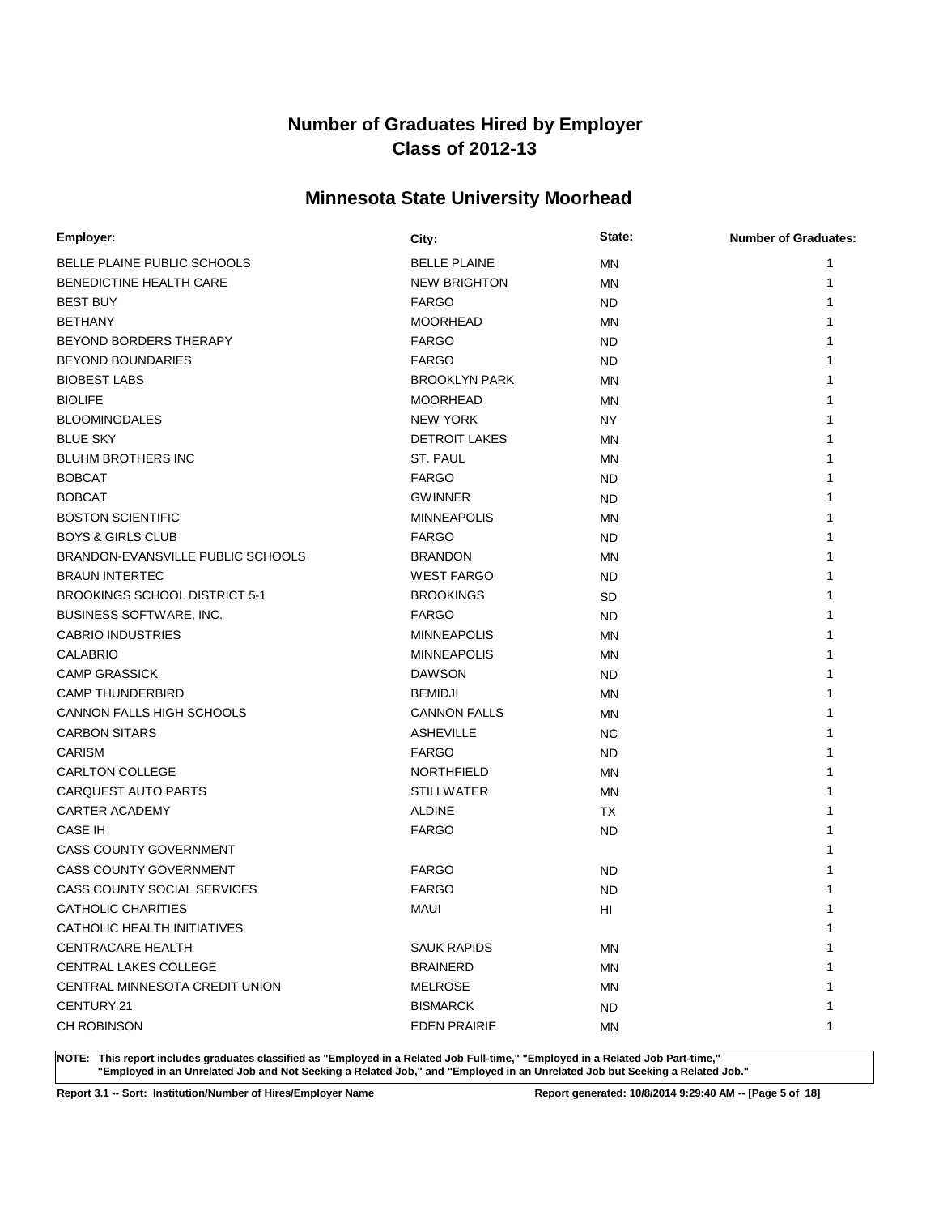# Number of Graduates Hired by Employer
# Class of 2012-13

## Minnesota State University Moorhead

| Employer: | City: | State: | Number of Graduates: |
|---|---|---|---|
| BELLE PLAINE PUBLIC SCHOOLS | BELLE PLAINE | MN | 1 |
| BENEDICTINE HEALTH CARE | NEW BRIGHTON | MN | 1 |
| BEST BUY | FARGO | ND | 1 |
| BETHANY | MOORHEAD | MN | 1 |
| BEYOND BORDERS THERAPY | FARGO | ND | 1 |
| BEYOND BOUNDARIES | FARGO | ND | 1 |
| BIOBEST LABS | BROOKLYN PARK | MN | 1 |
| BIOLIFE | MOORHEAD | MN | 1 |
| BLOOMINGDALES | NEW YORK | NY | 1 |
| BLUE SKY | DETROIT LAKES | MN | 1 |
| BLUHM BROTHERS INC | ST. PAUL | MN | 1 |
| BOBCAT | FARGO | ND | 1 |
| BOBCAT | GWINNER | ND | 1 |
| BOSTON SCIENTIFIC | MINNEAPOLIS | MN | 1 |
| BOYS & GIRLS CLUB | FARGO | ND | 1 |
| BRANDON-EVANSVILLE PUBLIC SCHOOLS | BRANDON | MN | 1 |
| BRAUN INTERTEC | WEST FARGO | ND | 1 |
| BROOKINGS SCHOOL DISTRICT 5-1 | BROOKINGS | SD | 1 |
| BUSINESS SOFTWARE, INC. | FARGO | ND | 1 |
| CABRIO INDUSTRIES | MINNEAPOLIS | MN | 1 |
| CALABRIO | MINNEAPOLIS | MN | 1 |
| CAMP GRASSICK | DAWSON | ND | 1 |
| CAMP THUNDERBIRD | BEMIDJI | MN | 1 |
| CANNON FALLS HIGH SCHOOLS | CANNON FALLS | MN | 1 |
| CARBON SITARS | ASHEVILLE | NC | 1 |
| CARISM | FARGO | ND | 1 |
| CARLTON COLLEGE | NORTHFIELD | MN | 1 |
| CARQUEST AUTO PARTS | STILLWATER | MN | 1 |
| CARTER ACADEMY | ALDINE | TX | 1 |
| CASE IH | FARGO | ND | 1 |
| CASS COUNTY GOVERNMENT | | | 1 |
| CASS COUNTY GOVERNMENT | FARGO | ND | 1 |
| CASS COUNTY SOCIAL SERVICES | FARGO | ND | 1 |
| CATHOLIC CHARITIES | MAUI | HI | 1 |
| CATHOLIC HEALTH INITIATIVES | | | 1 |
| CENTRACARE HEALTH | SAUK RAPIDS | MN | 1 |
| CENTRAL LAKES COLLEGE | BRAINERD | MN | 1 |
| CENTRAL MINNESOTA CREDIT UNION | MELROSE | MN | 1 |
| CENTURY 21 | BISMARCK | ND | 1 |
| CH ROBINSON | EDEN PRAIRIE | MN | 1 |

**NOTE: This report includes graduates classified as "Employed in a Related Job Full-time," "Employed in a Related Job Part-time," "Employed in an Unrelated Job and Not Seeking a Related Job," and "Employed in an Unrelated Job but Seeking a Related Job."**

**Report 3.1 -- Sort: Institution/Number of Hires/Employer Name** **Report generated: 10/8/2014 9:29:40 AM**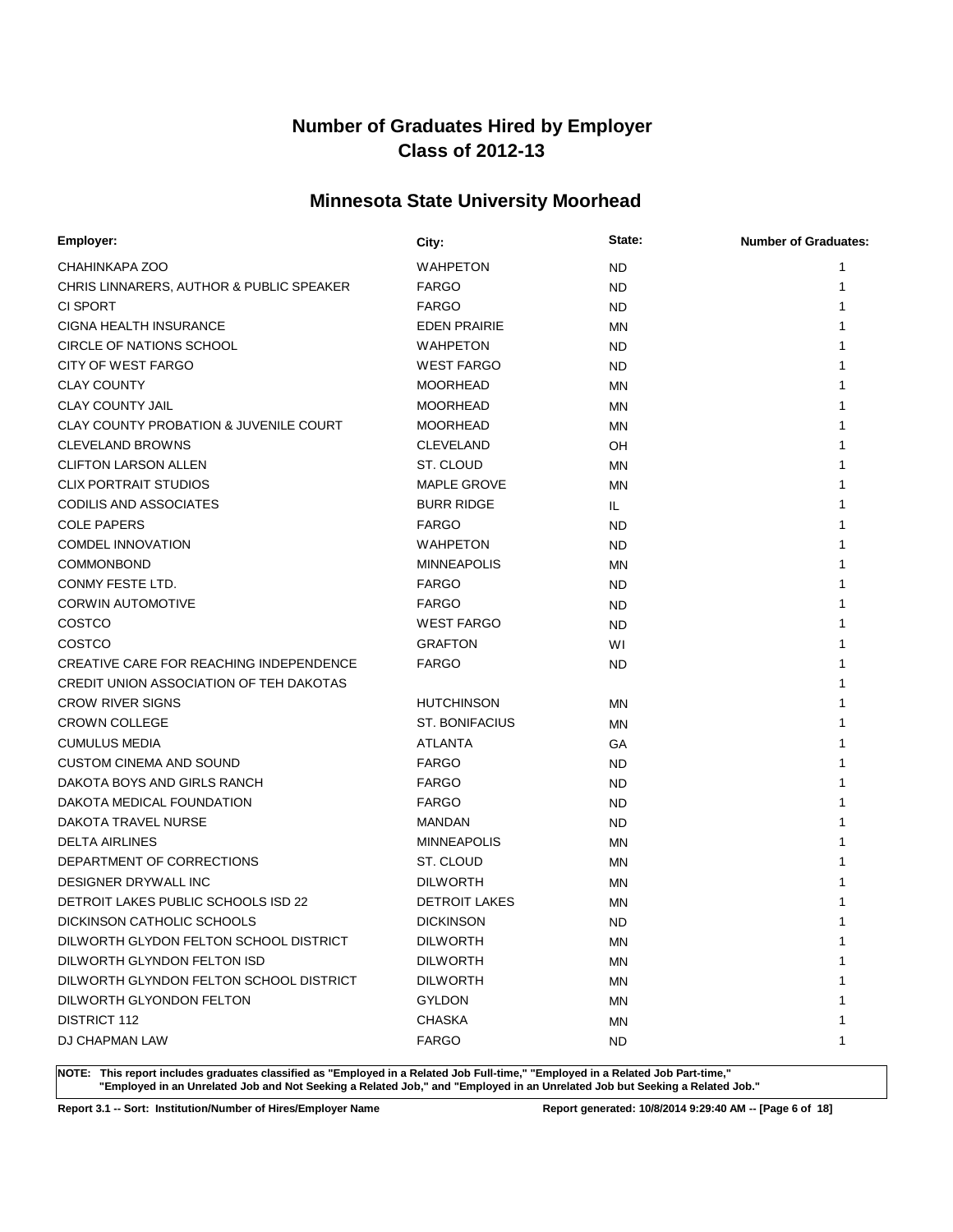# Number of Graduates Hired by Employer
# Class of 2012-13

## Minnesota State University Moorhead

| Employer: | City: | State: | Number of Graduates: |
|---|---|---|---|
| CHAHINKAPA ZOO | WAHPETON | ND | 1 |
| CHRIS LINNARERS, AUTHOR & PUBLIC SPEAKER | FARGO | ND | 1 |
| CI SPORT | FARGO | ND | 1 |
| CIGNA HEALTH INSURANCE | EDEN PRAIRIE | MN | 1 |
| CIRCLE OF NATIONS SCHOOL | WAHPETON | ND | 1 |
| CITY OF WEST FARGO | WEST FARGO | ND | 1 |
| CLAY COUNTY | MOORHEAD | MN | 1 |
| CLAY COUNTY JAIL | MOORHEAD | MN | 1 |
| CLAY COUNTY PROBATION & JUVENILE COURT | MOORHEAD | MN | 1 |
| CLEVELAND BROWNS | CLEVELAND | OH | 1 |
| CLIFTON LARSON ALLEN | ST. CLOUD | MN | 1 |
| CLIX PORTRAIT STUDIOS | MAPLE GROVE | MN | 1 |
| CODILIS AND ASSOCIATES | BURR RIDGE | IL | 1 |
| COLE PAPERS | FARGO | ND | 1 |
| COMDEL INNOVATION | WAHPETON | ND | 1 |
| COMMONBOND | MINNEAPOLIS | MN | 1 |
| CONMY FESTE LTD. | FARGO | ND | 1 |
| CORWIN AUTOMOTIVE | FARGO | ND | 1 |
| COSTCO | WEST FARGO | ND | 1 |
| COSTCO | GRAFTON | WI | 1 |
| CREATIVE CARE FOR REACHING INDEPENDENCE | FARGO | ND | 1 |
| CREDIT UNION ASSOCIATION OF TEH DAKOTAS | | | 1 |
| CROW RIVER SIGNS | HUTCHINSON | MN | 1 |
| CROWN COLLEGE | ST. BONIFACIUS | MN | 1 |
| CUMULUS MEDIA | ATLANTA | GA | 1 |
| CUSTOM CINEMA AND SOUND | FARGO | ND | 1 |
| DAKOTA BOYS AND GIRLS RANCH | FARGO | ND | 1 |
| DAKOTA MEDICAL FOUNDATION | FARGO | ND | 1 |
| DAKOTA TRAVEL NURSE | MANDAN | ND | 1 |
| DELTA AIRLINES | MINNEAPOLIS | MN | 1 |
| DEPARTMENT OF CORRECTIONS | ST. CLOUD | MN | 1 |
| DESIGNER DRYWALL INC | DILWORTH | MN | 1 |
| DETROIT LAKES PUBLIC SCHOOLS ISD 22 | DETROIT LAKES | MN | 1 |
| DICKINSON CATHOLIC SCHOOLS | DICKINSON | ND | 1 |
| DILWORTH GLYDON FELTON SCHOOL DISTRICT | DILWORTH | MN | 1 |
| DILWORTH GLYNDON FELTON ISD | DILWORTH | MN | 1 |
| DILWORTH GLYNDON FELTON SCHOOL DISTRICT | DILWORTH | MN | 1 |
| DILWORTH GLYONDON FELTON | GYLDON | MN | 1 |
| DISTRICT 112 | CHASKA | MN | 1 |
| DJ CHAPMAN LAW | FARGO | ND | 1 |

**NOTE: This report includes graduates classified as "Employed in a Related Job Full-time," "Employed in a Related Job Part-time," "Employed in an Unrelated Job and Not Seeking a Related Job," and "Employed in an Unrelated Job but Seeking a Related Job."**

**Report 3.1 -- Sort: Institution/Number of Hires/Employer Name** **Report generated: 10/8/2014 9:29:40 AM**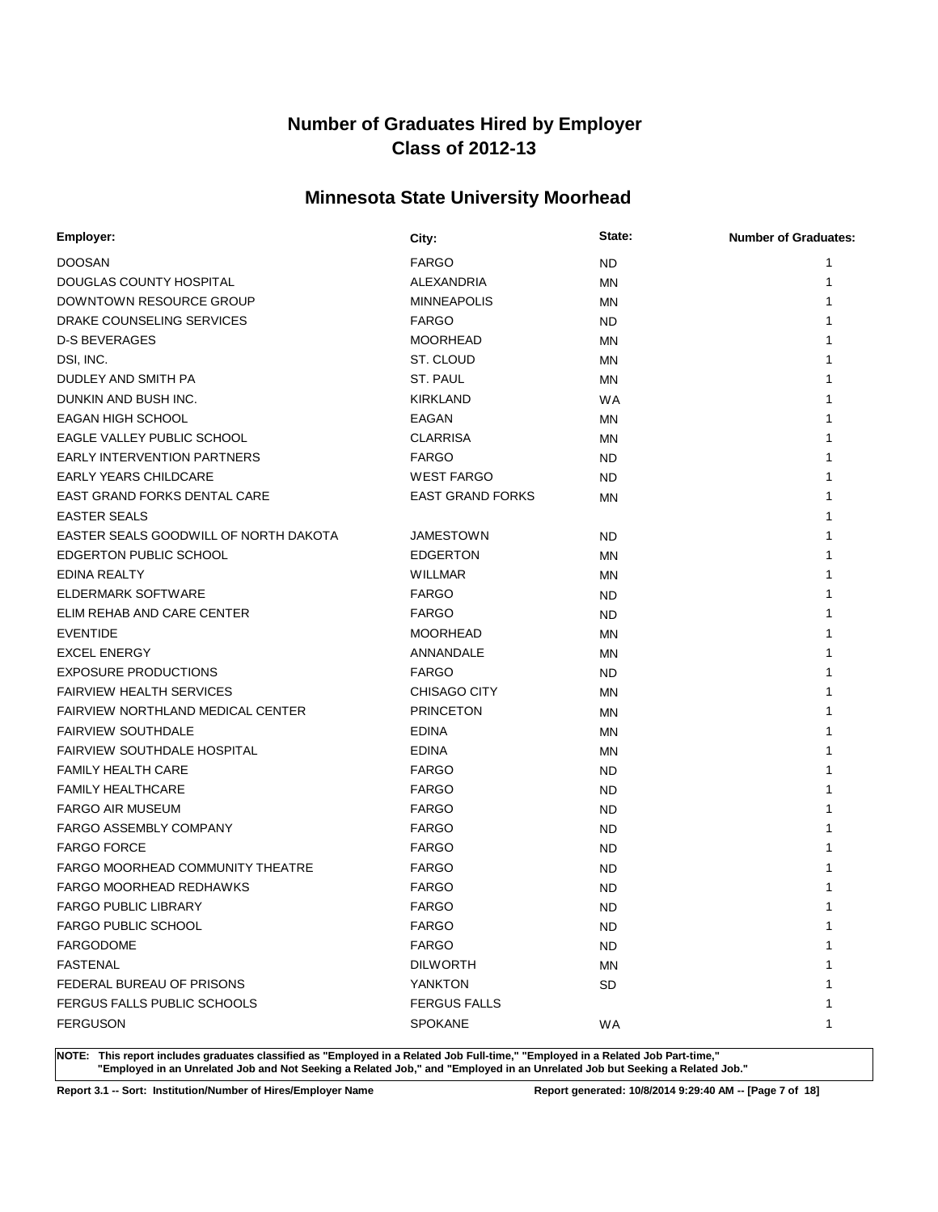# Number of Graduates Hired by Employer
# Class of 2012-13

## Minnesota State University Moorhead

| Employer: | City: | State: | Number of Graduates: |
|---|---|---|---|
| DOOSAN | FARGO | ND | 1 |
| DOUGLAS COUNTY HOSPITAL | ALEXANDRIA | MN | 1 |
| DOWNTOWN RESOURCE GROUP | MINNEAPOLIS | MN | 1 |
| DRAKE COUNSELING SERVICES | FARGO | ND | 1 |
| D-S BEVERAGES | MOORHEAD | MN | 1 |
| DSI, INC. | ST. CLOUD | MN | 1 |
| DUDLEY AND SMITH PA | ST. PAUL | MN | 1 |
| DUNKIN AND BUSH INC. | KIRKLAND | WA | 1 |
| EAGAN HIGH SCHOOL | EAGAN | MN | 1 |
| EAGLE VALLEY PUBLIC SCHOOL | CLARRISA | MN | 1 |
| EARLY INTERVENTION PARTNERS | FARGO | ND | 1 |
| EARLY YEARS CHILDCARE | WEST FARGO | ND | 1 |
| EAST GRAND FORKS DENTAL CARE | EAST GRAND FORKS | MN | 1 |
| EASTER SEALS | | | 1 |
| EASTER SEALS GOODWILL OF NORTH DAKOTA | JAMESTOWN | ND | 1 |
| EDGERTON PUBLIC SCHOOL | EDGERTON | MN | 1 |
| EDINA REALTY | WILLMAR | MN | 1 |
| ELDERMARK SOFTWARE | FARGO | ND | 1 |
| ELIM REHAB AND CARE CENTER | FARGO | ND | 1 |
| EVENTIDE | MOORHEAD | MN | 1 |
| EXCEL ENERGY | ANNANDALE | MN | 1 |
| EXPOSURE PRODUCTIONS | FARGO | ND | 1 |
| FAIRVIEW HEALTH SERVICES | CHISAGO CITY | MN | 1 |
| FAIRVIEW NORTHLAND MEDICAL CENTER | PRINCETON | MN | 1 |
| FAIRVIEW SOUTHDALE | EDINA | MN | 1 |
| FAIRVIEW SOUTHDALE HOSPITAL | EDINA | MN | 1 |
| FAMILY HEALTH CARE | FARGO | ND | 1 |
| FAMILY HEALTHCARE | FARGO | ND | 1 |
| FARGO AIR MUSEUM | FARGO | ND | 1 |
| FARGO ASSEMBLY COMPANY | FARGO | ND | 1 |
| FARGO FORCE | FARGO | ND | 1 |
| FARGO MOORHEAD COMMUNITY THEATRE | FARGO | ND | 1 |
| FARGO MOORHEAD REDHAWKS | FARGO | ND | 1 |
| FARGO PUBLIC LIBRARY | FARGO | ND | 1 |
| FARGO PUBLIC SCHOOL | FARGO | ND | 1 |
| FARGODOME | FARGO | ND | 1 |
| FASTENAL | DILWORTH | MN | 1 |
| FEDERAL BUREAU OF PRISONS | YANKTON | SD | 1 |
| FERGUS FALLS PUBLIC SCHOOLS | FERGUS FALLS | | 1 |
| FERGUSON | SPOKANE | WA | 1 |

**NOTE: This report includes graduates classified as "Employed in a Related Job Full-time," "Employed in a Related Job Part-time," "Employed in an Unrelated Job and Not Seeking a Related Job," and "Employed in an Unrelated Job but Seeking a Related Job."**

**Report 3.1 -- Sort: Institution/Number of Hires/Employer Name** **Report generated: 10/8/2014 9:29:40 AM**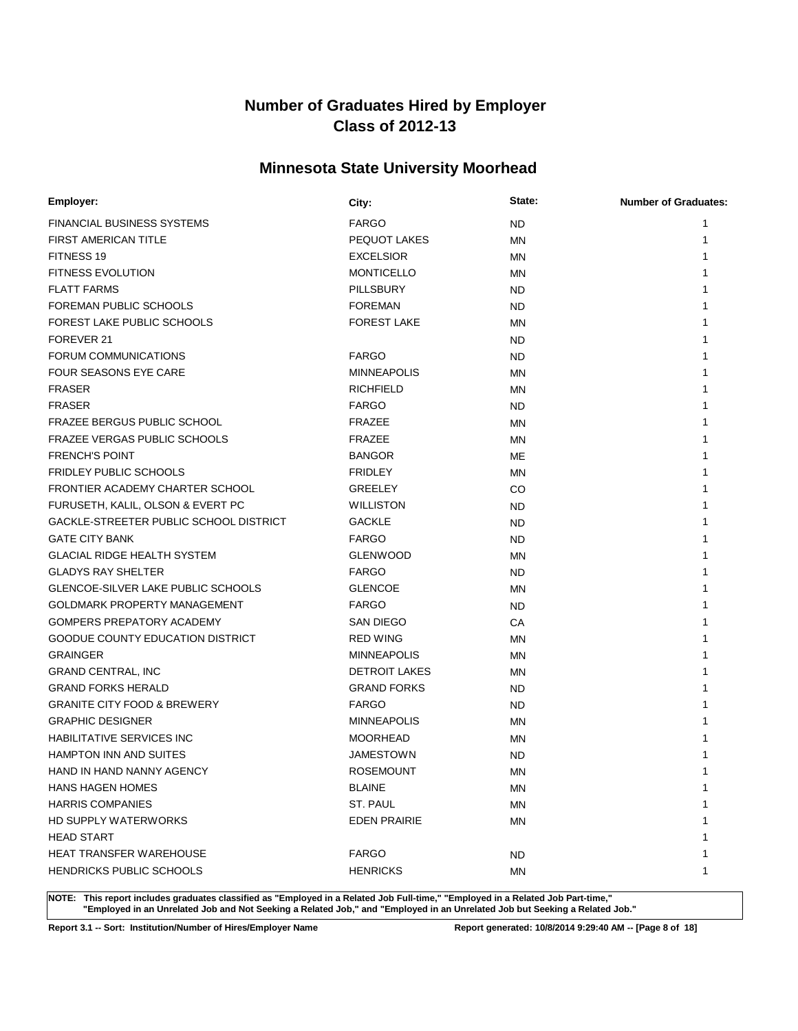# Number of Graduates Hired by Employer
# Class of 2012-13

## Minnesota State University Moorhead

| Employer: | City: | State: | Number of Graduates: |
|---|---|---|---|
| FINANCIAL BUSINESS SYSTEMS | FARGO | ND | 1 |
| FIRST AMERICAN TITLE | PEQUOT LAKES | MN | 1 |
| FITNESS 19 | EXCELSIOR | MN | 1 |
| FITNESS EVOLUTION | MONTICELLO | MN | 1 |
| FLATT FARMS | PILLSBURY | ND | 1 |
| FOREMAN PUBLIC SCHOOLS | FOREMAN | ND | 1 |
| FOREST LAKE PUBLIC SCHOOLS | FOREST LAKE | MN | 1 |
| FOREVER 21 | | ND | 1 |
| FORUM COMMUNICATIONS | FARGO | ND | 1 |
| FOUR SEASONS EYE CARE | MINNEAPOLIS | MN | 1 |
| FRASER | RICHFIELD | MN | 1 |
| FRASER | FARGO | ND | 1 |
| FRAZEE BERGUS PUBLIC SCHOOL | FRAZEE | MN | 1 |
| FRAZEE VERGAS PUBLIC SCHOOLS | FRAZEE | MN | 1 |
| FRENCH'S POINT | BANGOR | ME | 1 |
| FRIDLEY PUBLIC SCHOOLS | FRIDLEY | MN | 1 |
| FRONTIER ACADEMY CHARTER SCHOOL | GREELEY | CO | 1 |
| FURUSETH, KALIL, OLSON & EVERT PC | WILLISTON | ND | 1 |
| GACKLE-STREETER PUBLIC SCHOOL DISTRICT | GACKLE | ND | 1 |
| GATE CITY BANK | FARGO | ND | 1 |
| GLACIAL RIDGE HEALTH SYSTEM | GLENWOOD | MN | 1 |
| GLADYS RAY SHELTER | FARGO | ND | 1 |
| GLENCOE-SILVER LAKE PUBLIC SCHOOLS | GLENCOE | MN | 1 |
| GOLDMARK PROPERTY MANAGEMENT | FARGO | ND | 1 |
| GOMPERS PREPATORY ACADEMY | SAN DIEGO | CA | 1 |
| GOODUE COUNTY EDUCATION DISTRICT | RED WING | MN | 1 |
| GRAINGER | MINNEAPOLIS | MN | 1 |
| GRAND CENTRAL, INC | DETROIT LAKES | MN | 1 |
| GRAND FORKS HERALD | GRAND FORKS | ND | 1 |
| GRANITE CITY FOOD & BREWERY | FARGO | ND | 1 |
| GRAPHIC DESIGNER | MINNEAPOLIS | MN | 1 |
| HABILITATIVE SERVICES INC | MOORHEAD | MN | 1 |
| HAMPTON INN AND SUITES | JAMESTOWN | ND | 1 |
| HAND IN HAND NANNY AGENCY | ROSEMOUNT | MN | 1 |
| HANS HAGEN HOMES | BLAINE | MN | 1 |
| HARRIS COMPANIES | ST. PAUL | MN | 1 |
| HD SUPPLY WATERWORKS | EDEN PRAIRIE | MN | 1 |
| HEAD START | | | 1 |
| HEAT TRANSFER WAREHOUSE | FARGO | ND | 1 |
| HENDRICKS PUBLIC SCHOOLS | HENRICKS | MN | 1 |

**NOTE: This report includes graduates classified as "Employed in a Related Job Full-time," "Employed in a Related Job Part-time," "Employed in an Unrelated Job and Not Seeking a Related Job," and "Employed in an Unrelated Job but Seeking a Related Job."**

**Report 3.1 -- Sort: Institution/Number of Hires/Employer Name** **Report generated: 10/8/2014 9:29:40 AM**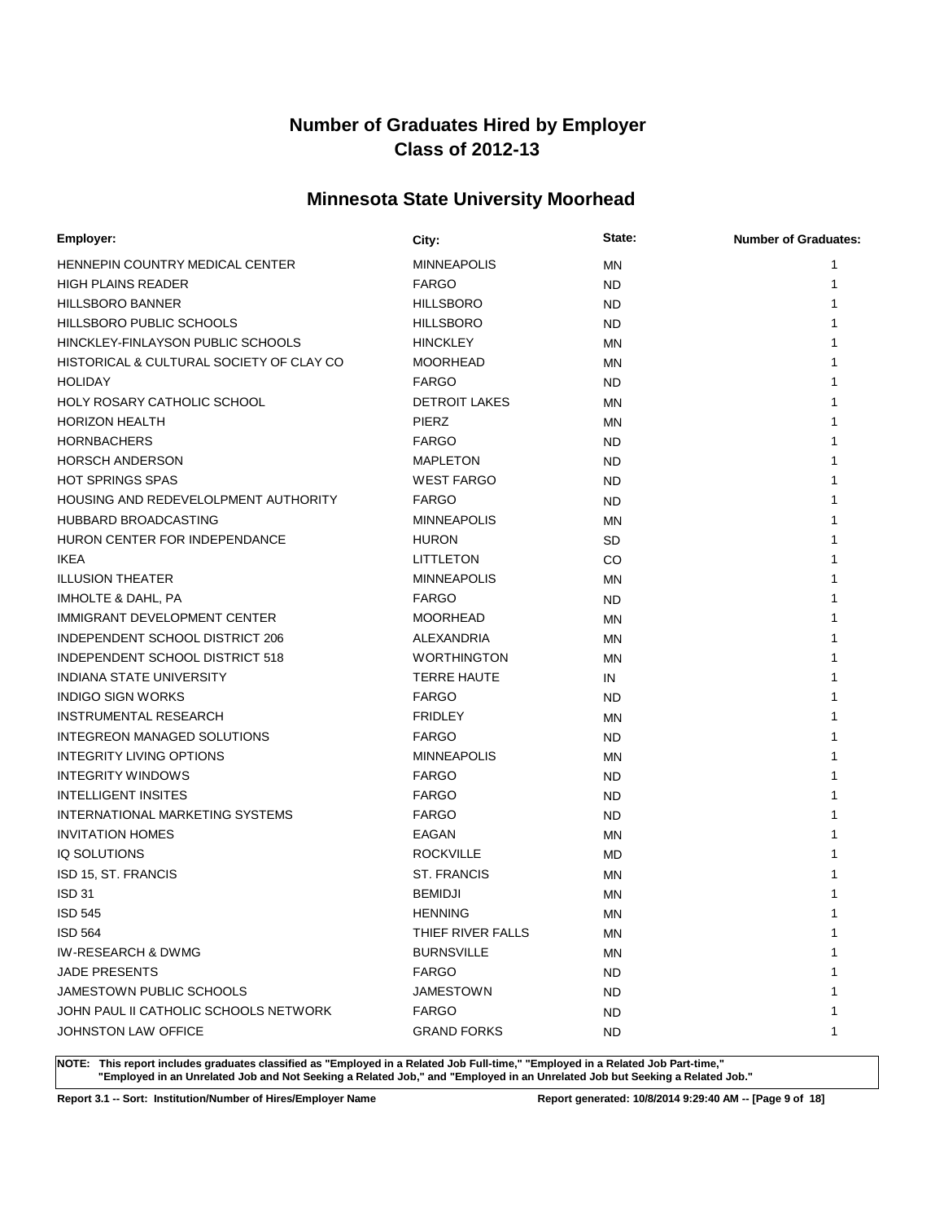# Number of Graduates Hired by Employer
# Class of 2012-13

## Minnesota State University Moorhead

| Employer: | City: | State: | Number of Graduates: |
|---|---|---|---|
| HENNEPIN COUNTRY MEDICAL CENTER | MINNEAPOLIS | MN | 1 |
| HIGH PLAINS READER | FARGO | ND | 1 |
| HILLSBORO BANNER | HILLSBORO | ND | 1 |
| HILLSBORO PUBLIC SCHOOLS | HILLSBORO | ND | 1 |
| HINCKLEY-FINLAYSON PUBLIC SCHOOLS | HINCKLEY | MN | 1 |
| HISTORICAL & CULTURAL SOCIETY OF CLAY CO | MOORHEAD | MN | 1 |
| HOLIDAY | FARGO | ND | 1 |
| HOLY ROSARY CATHOLIC SCHOOL | DETROIT LAKES | MN | 1 |
| HORIZON HEALTH | PIERZ | MN | 1 |
| HORNBACHERS | FARGO | ND | 1 |
| HORSCH ANDERSON | MAPLETON | ND | 1 |
| HOT SPRINGS SPAS | WEST FARGO | ND | 1 |
| HOUSING AND REDEVELOLPMENT AUTHORITY | FARGO | ND | 1 |
| HUBBARD BROADCASTING | MINNEAPOLIS | MN | 1 |
| HURON CENTER FOR INDEPENDANCE | HURON | SD | 1 |
| IKEA | LITTLETON | CO | 1 |
| ILLUSION THEATER | MINNEAPOLIS | MN | 1 |
| IMHOLTE & DAHL, PA | FARGO | ND | 1 |
| IMMIGRANT DEVELOPMENT CENTER | MOORHEAD | MN | 1 |
| INDEPENDENT SCHOOL DISTRICT 206 | ALEXANDRIA | MN | 1 |
| INDEPENDENT SCHOOL DISTRICT 518 | WORTHINGTON | MN | 1 |
| INDIANA STATE UNIVERSITY | TERRE HAUTE | IN | 1 |
| INDIGO SIGN WORKS | FARGO | ND | 1 |
| INSTRUMENTAL RESEARCH | FRIDLEY | MN | 1 |
| INTEGREON MANAGED SOLUTIONS | FARGO | ND | 1 |
| INTEGRITY LIVING OPTIONS | MINNEAPOLIS | MN | 1 |
| INTEGRITY WINDOWS | FARGO | ND | 1 |
| INTELLIGENT INSITES | FARGO | ND | 1 |
| INTERNATIONAL MARKETING SYSTEMS | FARGO | ND | 1 |
| INVITATION HOMES | EAGAN | MN | 1 |
| IQ SOLUTIONS | ROCKVILLE | MD | 1 |
| ISD 15, ST. FRANCIS | ST. FRANCIS | MN | 1 |
| ISD 31 | BEMIDJI | MN | 1 |
| ISD 545 | HENNING | MN | 1 |
| ISD 564 | THIEF RIVER FALLS | MN | 1 |
| IW-RESEARCH & DWMG | BURNSVILLE | MN | 1 |
| JADE PRESENTS | FARGO | ND | 1 |
| JAMESTOWN PUBLIC SCHOOLS | JAMESTOWN | ND | 1 |
| JOHN PAUL II CATHOLIC SCHOOLS NETWORK | FARGO | ND | 1 |
| JOHNSTON LAW OFFICE | GRAND FORKS | ND | 1 |

**NOTE: This report includes graduates classified as "Employed in a Related Job Full-time," "Employed in a Related Job Part-time," "Employed in an Unrelated Job and Not Seeking a Related Job," and "Employed in an Unrelated Job but Seeking a Related Job."**

**Report 3.1 -- Sort: Institution/Number of Hires/Employer Name** **Report generated: 10/8/2014 9:29:40 AM**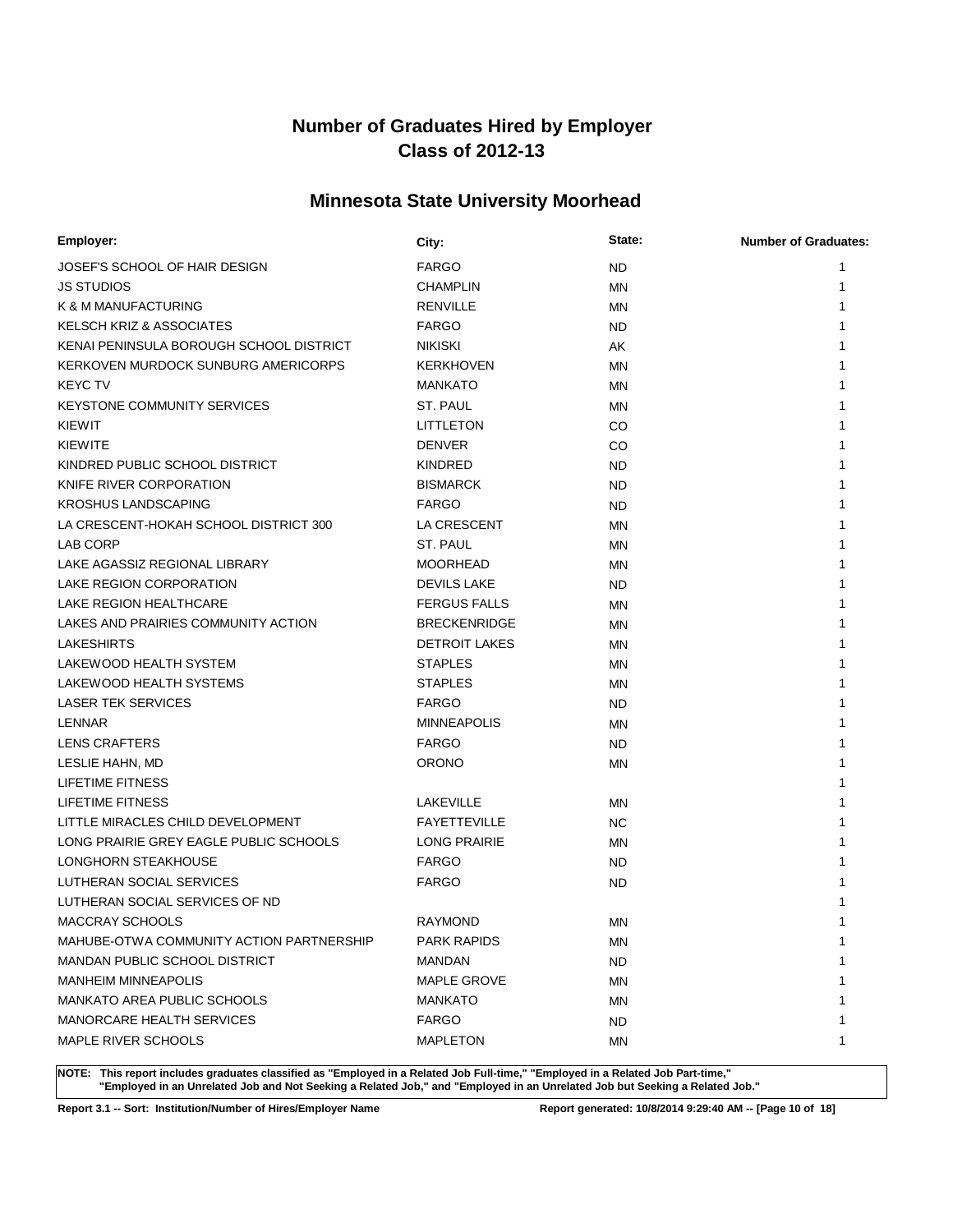# Number of Graduates Hired by Employer
# Class of 2012-13

## Minnesota State University Moorhead

| Employer: | City: | State: | Number of Graduates: |
|---|---|---|---|
| JOSEF'S SCHOOL OF HAIR DESIGN | FARGO | ND | 1 |
| JS STUDIOS | CHAMPLIN | MN | 1 |
| K & M MANUFACTURING | RENVILLE | MN | 1 |
| KELSCH KRIZ & ASSOCIATES | FARGO | ND | 1 |
| KENAI PENINSULA BOROUGH SCHOOL DISTRICT | NIKISKI | AK | 1 |
| KERKOVEN MURDOCK SUNBURG AMERICORPS | KERKHOVEN | MN | 1 |
| KEYC TV | MANKATO | MN | 1 |
| KEYSTONE COMMUNITY SERVICES | ST. PAUL | MN | 1 |
| KIEWIT | LITTLETON | CO | 1 |
| KIEWITE | DENVER | CO | 1 |
| KINDRED PUBLIC SCHOOL DISTRICT | KINDRED | ND | 1 |
| KNIFE RIVER CORPORATION | BISMARCK | ND | 1 |
| KROSHUS LANDSCAPING | FARGO | ND | 1 |
| LA CRESCENT-HOKAH SCHOOL DISTRICT 300 | LA CRESCENT | MN | 1 |
| LAB CORP | ST. PAUL | MN | 1 |
| LAKE AGASSIZ REGIONAL LIBRARY | MOORHEAD | MN | 1 |
| LAKE REGION CORPORATION | DEVILS LAKE | ND | 1 |
| LAKE REGION HEALTHCARE | FERGUS FALLS | MN | 1 |
| LAKES AND PRAIRIES COMMUNITY ACTION | BRECKENRIDGE | MN | 1 |
| LAKESHIRTS | DETROIT LAKES | MN | 1 |
| LAKEWOOD HEALTH SYSTEM | STAPLES | MN | 1 |
| LAKEWOOD HEALTH SYSTEMS | STAPLES | MN | 1 |
| LASER TEK SERVICES | FARGO | ND | 1 |
| LENNAR | MINNEAPOLIS | MN | 1 |
| LENS CRAFTERS | FARGO | ND | 1 |
| LESLIE HAHN, MD | ORONO | MN | 1 |
| LIFETIME FITNESS | | | 1 |
| LIFETIME FITNESS | LAKEVILLE | MN | 1 |
| LITTLE MIRACLES CHILD DEVELOPMENT | FAYETTEVILLE | NC | 1 |
| LONG PRAIRIE GREY EAGLE PUBLIC SCHOOLS | LONG PRAIRIE | MN | 1 |
| LONGHORN STEAKHOUSE | FARGO | ND | 1 |
| LUTHERAN SOCIAL SERVICES | FARGO | ND | 1 |
| LUTHERAN SOCIAL SERVICES OF ND | | | 1 |
| MACCRAY SCHOOLS | RAYMOND | MN | 1 |
| MAHUBE-OTWA COMMUNITY ACTION PARTNERSHIP | PARK RAPIDS | MN | 1 |
| MANDAN PUBLIC SCHOOL DISTRICT | MANDAN | ND | 1 |
| MANHEIM MINNEAPOLIS | MAPLE GROVE | MN | 1 |
| MANKATO AREA PUBLIC SCHOOLS | MANKATO | MN | 1 |
| MANORCARE HEALTH SERVICES | FARGO | ND | 1 |
| MAPLE RIVER SCHOOLS | MAPLETON | MN | 1 |

**NOTE: This report includes graduates classified as "Employed in a Related Job Full-time," "Employed in a Related Job Part-time," "Employed in an Unrelated Job and Not Seeking a Related Job," and "Employed in an Unrelated Job but Seeking a Related Job."**

**Report 3.1 -- Sort: Institution/Number of Hires/Employer Name**

**Report generated: 10/8/2014 9:29:40 AM**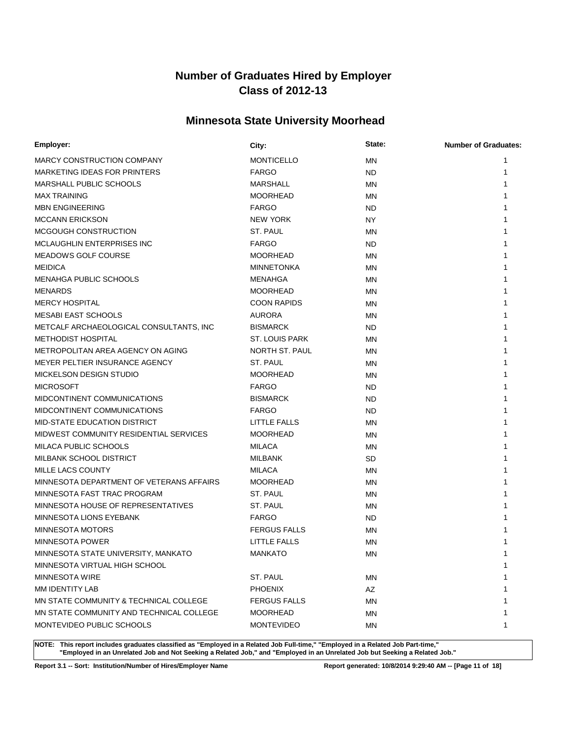# Number of Graduates Hired by Employer
# Class of 2012-13

## Minnesota State University Moorhead

| Employer: | City: | State: | Number of Graduates: |
|---|---|---|---|
| MARCY CONSTRUCTION COMPANY | MONTICELLO | MN | 1 |
| MARKETING IDEAS FOR PRINTERS | FARGO | ND | 1 |
| MARSHALL PUBLIC SCHOOLS | MARSHALL | MN | 1 |
| MAX TRAINING | MOORHEAD | MN | 1 |
| MBN ENGINEERING | FARGO | ND | 1 |
| MCCANN ERICKSON | NEW YORK | NY | 1 |
| MCGOUGH CONSTRUCTION | ST. PAUL | MN | 1 |
| MCLAUGHLIN ENTERPRISES INC | FARGO | ND | 1 |
| MEADOWS GOLF COURSE | MOORHEAD | MN | 1 |
| MEIDICA | MINNETONKA | MN | 1 |
| MENAHGA PUBLIC SCHOOLS | MENAHGA | MN | 1 |
| MENARDS | MOORHEAD | MN | 1 |
| MERCY HOSPITAL | COON RAPIDS | MN | 1 |
| MESABI EAST SCHOOLS | AURORA | MN | 1 |
| METCALF ARCHAEOLOGICAL CONSULTANTS, INC | BISMARCK | ND | 1 |
| METHODIST HOSPITAL | ST. LOUIS PARK | MN | 1 |
| METROPOLITAN AREA AGENCY ON AGING | NORTH ST. PAUL | MN | 1 |
| MEYER PELTIER INSURANCE AGENCY | ST. PAUL | MN | 1 |
| MICKELSON DESIGN STUDIO | MOORHEAD | MN | 1 |
| MICROSOFT | FARGO | ND | 1 |
| MIDCONTINENT COMMUNICATIONS | BISMARCK | ND | 1 |
| MIDCONTINENT COMMUNICATIONS | FARGO | ND | 1 |
| MID-STATE EDUCATION DISTRICT | LITTLE FALLS | MN | 1 |
| MIDWEST COMMUNITY RESIDENTIAL SERVICES | MOORHEAD | MN | 1 |
| MILACA PUBLIC SCHOOLS | MILACA | MN | 1 |
| MILBANK SCHOOL DISTRICT | MILBANK | SD | 1 |
| MILLE LACS COUNTY | MILACA | MN | 1 |
| MINNESOTA DEPARTMENT OF VETERANS AFFAIRS | MOORHEAD | MN | 1 |
| MINNESOTA FAST TRAC PROGRAM | ST. PAUL | MN | 1 |
| MINNESOTA HOUSE OF REPRESENTATIVES | ST. PAUL | MN | 1 |
| MINNESOTA LIONS EYEBANK | FARGO | ND | 1 |
| MINNESOTA MOTORS | FERGUS FALLS | MN | 1 |
| MINNESOTA POWER | LITTLE FALLS | MN | 1 |
| MINNESOTA STATE UNIVERSITY, MANKATO | MANKATO | MN | 1 |
| MINNESOTA VIRTUAL HIGH SCHOOL | | | 1 |
| MINNESOTA WIRE | ST. PAUL | MN | 1 |
| MM IDENTITY LAB | PHOENIX | AZ | 1 |
| MN STATE COMMUNITY & TECHNICAL COLLEGE | FERGUS FALLS | MN | 1 |
| MN STATE COMMUNITY AND TECHNICAL COLLEGE | MOORHEAD | MN | 1 |
| MONTEVIDEO PUBLIC SCHOOLS | MONTEVIDEO | MN | 1 |

**NOTE: This report includes graduates classified as "Employed in a Related Job Full-time," "Employed in a Related Job Part-time," "Employed in an Unrelated Job and Not Seeking a Related Job," and "Employed in an Unrelated Job but Seeking a Related Job."**

**Report 3.1 -- Sort: Institution/Number of Hires/Employer Name** **Report generated: 10/8/2014 9:29:40 AM**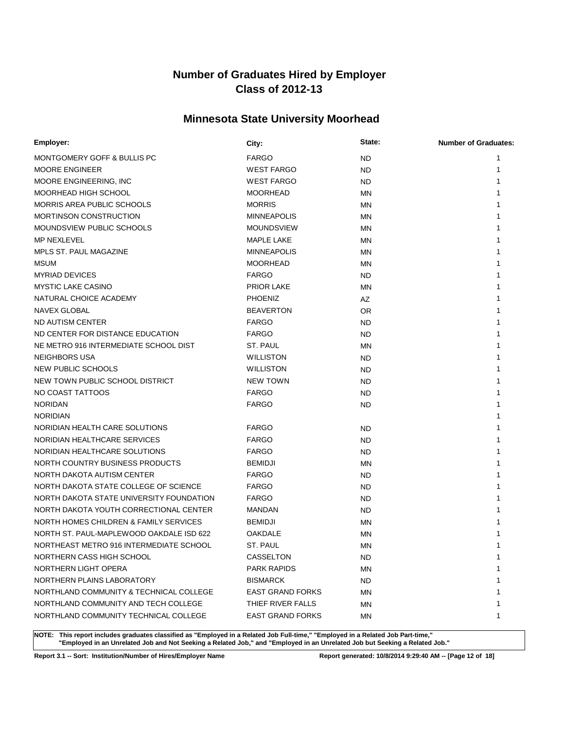# Number of Graduates Hired by Employer
# Class of 2012-13

## Minnesota State University Moorhead

| Employer: | City: | State: | Number of Graduates: |
|---|---|---|---|
| MONTGOMERY GOFF & BULLIS PC | FARGO | ND | 1 |
| MOORE ENGINEER | WEST FARGO | ND | 1 |
| MOORE ENGINEERING, INC | WEST FARGO | ND | 1 |
| MOORHEAD HIGH SCHOOL | MOORHEAD | MN | 1 |
| MORRIS AREA PUBLIC SCHOOLS | MORRIS | MN | 1 |
| MORTINSON CONSTRUCTION | MINNEAPOLIS | MN | 1 |
| MOUNDSVIEW PUBLIC SCHOOLS | MOUNDSVIEW | MN | 1 |
| MP NEXLEVEL | MAPLE LAKE | MN | 1 |
| MPLS ST. PAUL MAGAZINE | MINNEAPOLIS | MN | 1 |
| MSUM | MOORHEAD | MN | 1 |
| MYRIAD DEVICES | FARGO | ND | 1 |
| MYSTIC LAKE CASINO | PRIOR LAKE | MN | 1 |
| NATURAL CHOICE ACADEMY | PHOENIZ | AZ | 1 |
| NAVEX GLOBAL | BEAVERTON | OR | 1 |
| ND AUTISM CENTER | FARGO | ND | 1 |
| ND CENTER FOR DISTANCE EDUCATION | FARGO | ND | 1 |
| NE METRO 916 INTERMEDIATE SCHOOL DIST | ST. PAUL | MN | 1 |
| NEIGHBORS USA | WILLISTON | ND | 1 |
| NEW PUBLIC SCHOOLS | WILLISTON | ND | 1 |
| NEW TOWN PUBLIC SCHOOL DISTRICT | NEW TOWN | ND | 1 |
| NO COAST TATTOOS | FARGO | ND | 1 |
| NORIDAN | FARGO | ND | 1 |
| NORIDIAN | | | 1 |
| NORIDIAN HEALTH CARE SOLUTIONS | FARGO | ND | 1 |
| NORIDIAN HEALTHCARE SERVICES | FARGO | ND | 1 |
| NORIDIAN HEALTHCARE SOLUTIONS | FARGO | ND | 1 |
| NORTH COUNTRY BUSINESS PRODUCTS | BEMIDJI | MN | 1 |
| NORTH DAKOTA AUTISM CENTER | FARGO | ND | 1 |
| NORTH DAKOTA STATE COLLEGE OF SCIENCE | FARGO | ND | 1 |
| NORTH DAKOTA STATE UNIVERSITY FOUNDATION | FARGO | ND | 1 |
| NORTH DAKOTA YOUTH CORRECTIONAL CENTER | MANDAN | ND | 1 |
| NORTH HOMES CHILDREN & FAMILY SERVICES | BEMIDJI | MN | 1 |
| NORTH ST. PAUL-MAPLEWOOD OAKDALE ISD 622 | OAKDALE | MN | 1 |
| NORTHEAST METRO 916 INTERMEDIATE SCHOOL | ST. PAUL | MN | 1 |
| NORTHERN CASS HIGH SCHOOL | CASSELTON | ND | 1 |
| NORTHERN LIGHT OPERA | PARK RAPIDS | MN | 1 |
| NORTHERN PLAINS LABORATORY | BISMARCK | ND | 1 |
| NORTHLAND COMMUNITY & TECHNICAL COLLEGE | EAST GRAND FORKS | MN | 1 |
| NORTHLAND COMMUNITY AND TECH COLLEGE | THIEF RIVER FALLS | MN | 1 |
| NORTHLAND COMMUNITY TECHNICAL COLLEGE | EAST GRAND FORKS | MN | 1 |

**NOTE: This report includes graduates classified as "Employed in a Related Job Full-time," "Employed in a Related Job Part-time," "Employed in an Unrelated Job and Not Seeking a Related Job," and "Employed in an Unrelated Job but Seeking a Related Job."**

**Report 3.1 -- Sort: Institution/Number of Hires/Employer Name** **Report generated: 10/8/2014 9:29:40 AM**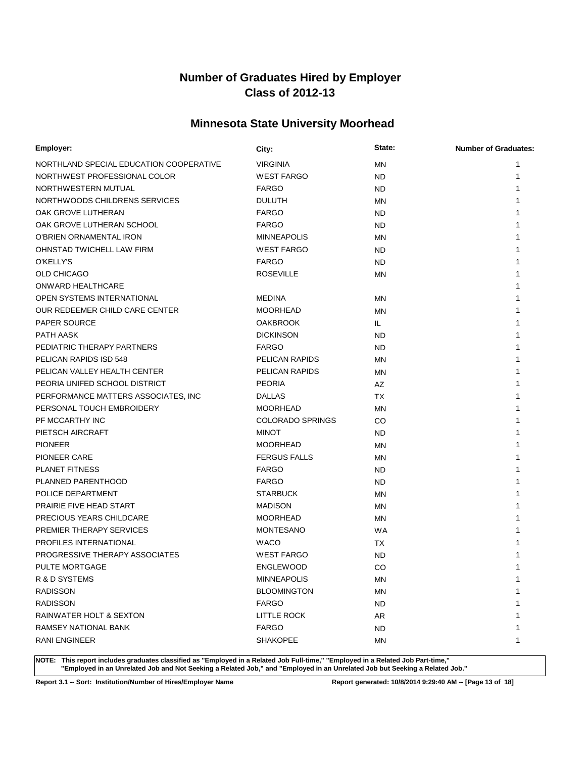# Number of Graduates Hired by Employer
# Class of 2012-13

## Minnesota State University Moorhead

| Employer: | City: | State: | Number of Graduates: |
|---|---|---|---|
| NORTHLAND SPECIAL EDUCATION COOPERATIVE | VIRGINIA | MN | 1 |
| NORTHWEST PROFESSIONAL COLOR | WEST FARGO | ND | 1 |
| NORTHWESTERN MUTUAL | FARGO | ND | 1 |
| NORTHWOODS CHILDRENS SERVICES | DULUTH | MN | 1 |
| OAK GROVE LUTHERAN | FARGO | ND | 1 |
| OAK GROVE LUTHERAN SCHOOL | FARGO | ND | 1 |
| O'BRIEN ORNAMENTAL IRON | MINNEAPOLIS | MN | 1 |
| OHNSTAD TWICHELL LAW FIRM | WEST FARGO | ND | 1 |
| O'KELLY'S | FARGO | ND | 1 |
| OLD CHICAGO | ROSEVILLE | MN | 1 |
| ONWARD HEALTHCARE | | | 1 |
| OPEN SYSTEMS INTERNATIONAL | MEDINA | MN | 1 |
| OUR REDEEMER CHILD CARE CENTER | MOORHEAD | MN | 1 |
| PAPER SOURCE | OAKBROOK | IL | 1 |
| PATH AASK | DICKINSON | ND | 1 |
| PEDIATRIC THERAPY PARTNERS | FARGO | ND | 1 |
| PELICAN RAPIDS ISD 548 | PELICAN RAPIDS | MN | 1 |
| PELICAN VALLEY HEALTH CENTER | PELICAN RAPIDS | MN | 1 |
| PEORIA UNIFED SCHOOL DISTRICT | PEORIA | AZ | 1 |
| PERFORMANCE MATTERS ASSOCIATES, INC | DALLAS | TX | 1 |
| PERSONAL TOUCH EMBROIDERY | MOORHEAD | MN | 1 |
| PF MCCARTHY INC | COLORADO SPRINGS | CO | 1 |
| PIETSCH AIRCRAFT | MINOT | ND | 1 |
| PIONEER | MOORHEAD | MN | 1 |
| PIONEER CARE | FERGUS FALLS | MN | 1 |
| PLANET FITNESS | FARGO | ND | 1 |
| PLANNED PARENTHOOD | FARGO | ND | 1 |
| POLICE DEPARTMENT | STARBUCK | MN | 1 |
| PRAIRIE FIVE HEAD START | MADISON | MN | 1 |
| PRECIOUS YEARS CHILDCARE | MOORHEAD | MN | 1 |
| PREMIER THERAPY SERVICES | MONTESANO | WA | 1 |
| PROFILES INTERNATIONAL | WACO | TX | 1 |
| PROGRESSIVE THERAPY ASSOCIATES | WEST FARGO | ND | 1 |
| PULTE MORTGAGE | ENGLEWOOD | CO | 1 |
| R & D SYSTEMS | MINNEAPOLIS | MN | 1 |
| RADISSON | BLOOMINGTON | MN | 1 |
| RADISSON | FARGO | ND | 1 |
| RAINWATER HOLT & SEXTON | LITTLE ROCK | AR | 1 |
| RAMSEY NATIONAL BANK | FARGO | ND | 1 |
| RANI ENGINEER | SHAKOPEE | MN | 1 |

**NOTE: This report includes graduates classified as "Employed in a Related Job Full-time," "Employed in a Related Job Part-time," "Employed in an Unrelated Job and Not Seeking a Related Job," and "Employed in an Unrelated Job but Seeking a Related Job."**

**Report 3.1 -- Sort: Institution/Number of Hires/Employer Name** **Report generated: 10/8/2014 9:29:40 AM**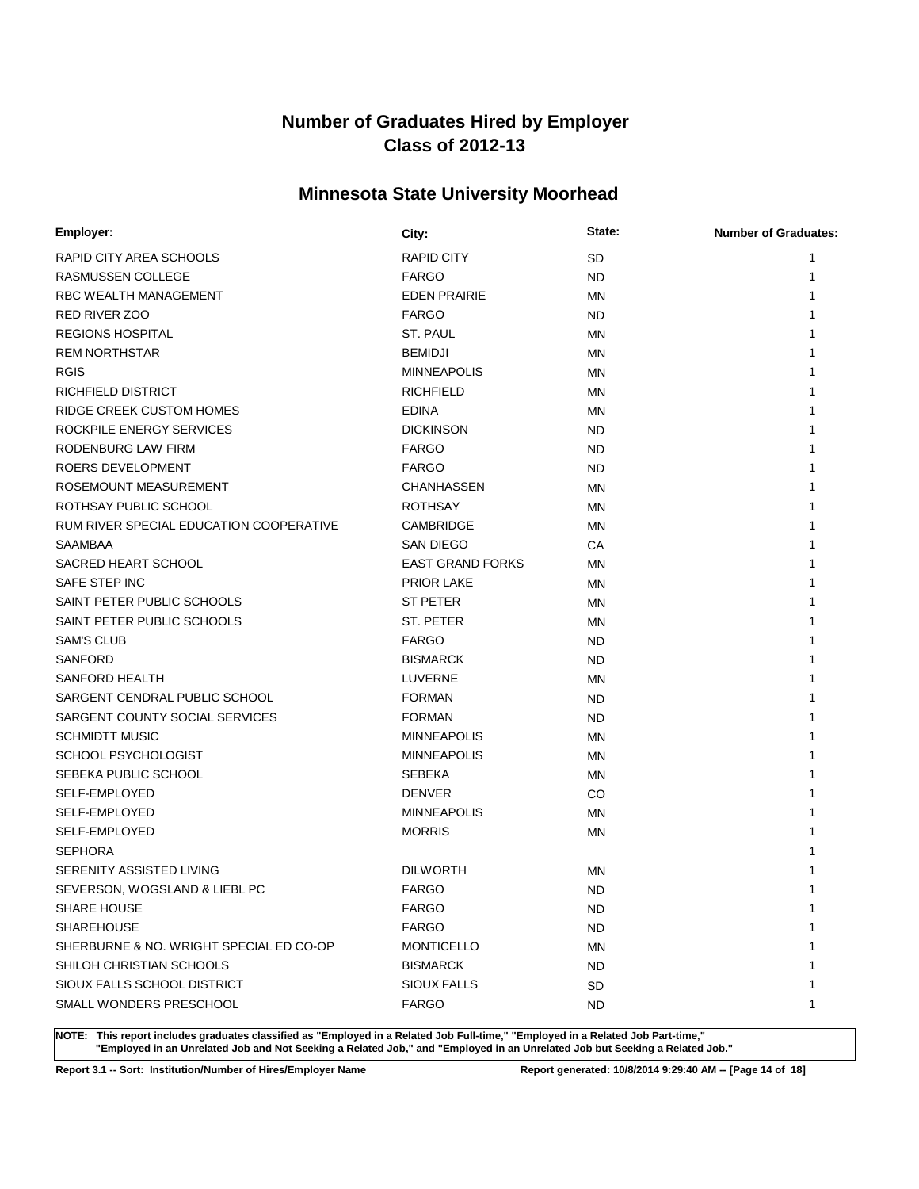# Number of Graduates Hired by Employer
# Class of 2012-13

## Minnesota State University Moorhead

| Employer: | City: | State: | Number of Graduates: |
|---|---|---|---|
| RAPID CITY AREA SCHOOLS | RAPID CITY | SD | 1 |
| RASMUSSEN COLLEGE | FARGO | ND | 1 |
| RBC WEALTH MANAGEMENT | EDEN PRAIRIE | MN | 1 |
| RED RIVER ZOO | FARGO | ND | 1 |
| REGIONS HOSPITAL | ST. PAUL | MN | 1 |
| REM NORTHSTAR | BEMIDJI | MN | 1 |
| RGIS | MINNEAPOLIS | MN | 1 |
| RICHFIELD DISTRICT | RICHFIELD | MN | 1 |
| RIDGE CREEK CUSTOM HOMES | EDINA | MN | 1 |
| ROCKPILE ENERGY SERVICES | DICKINSON | ND | 1 |
| RODENBURG LAW FIRM | FARGO | ND | 1 |
| ROERS DEVELOPMENT | FARGO | ND | 1 |
| ROSEMOUNT MEASUREMENT | CHANHASSEN | MN | 1 |
| ROTHSAY PUBLIC SCHOOL | ROTHSAY | MN | 1 |
| RUM RIVER SPECIAL EDUCATION COOPERATIVE | CAMBRIDGE | MN | 1 |
| SAAMBAA | SAN DIEGO | CA | 1 |
| SACRED HEART SCHOOL | EAST GRAND FORKS | MN | 1 |
| SAFE STEP INC | PRIOR LAKE | MN | 1 |
| SAINT PETER PUBLIC SCHOOLS | ST PETER | MN | 1 |
| SAINT PETER PUBLIC SCHOOLS | ST. PETER | MN | 1 |
| SAM'S CLUB | FARGO | ND | 1 |
| SANFORD | BISMARCK | ND | 1 |
| SANFORD HEALTH | LUVERNE | MN | 1 |
| SARGENT CENDRAL PUBLIC SCHOOL | FORMAN | ND | 1 |
| SARGENT COUNTY SOCIAL SERVICES | FORMAN | ND | 1 |
| SCHMIDTT MUSIC | MINNEAPOLIS | MN | 1 |
| SCHOOL PSYCHOLOGIST | MINNEAPOLIS | MN | 1 |
| SEBEKA PUBLIC SCHOOL | SEBEKA | MN | 1 |
| SELF-EMPLOYED | DENVER | CO | 1 |
| SELF-EMPLOYED | MINNEAPOLIS | MN | 1 |
| SELF-EMPLOYED | MORRIS | MN | 1 |
| SEPHORA | | | 1 |
| SERENITY ASSISTED LIVING | DILWORTH | MN | 1 |
| SEVERSON, WOGSLAND & LIEBL PC | FARGO | ND | 1 |
| SHARE HOUSE | FARGO | ND | 1 |
| SHAREHOUSE | FARGO | ND | 1 |
| SHERBURNE & NO. WRIGHT SPECIAL ED CO-OP | MONTICELLO | MN | 1 |
| SHILOH CHRISTIAN SCHOOLS | BISMARCK | ND | 1 |
| SIOUX FALLS SCHOOL DISTRICT | SIOUX FALLS | SD | 1 |
| SMALL WONDERS PRESCHOOL | FARGO | ND | 1 |

**NOTE: This report includes graduates classified as "Employed in a Related Job Full-time," "Employed in a Related Job Part-time," "Employed in an Unrelated Job and Not Seeking a Related Job," and "Employed in an Unrelated Job but Seeking a Related Job."**

**Report 3.1 -- Sort: Institution/Number of Hires/Employer Name** **Report generated: 10/8/2014 9:29:40 AM**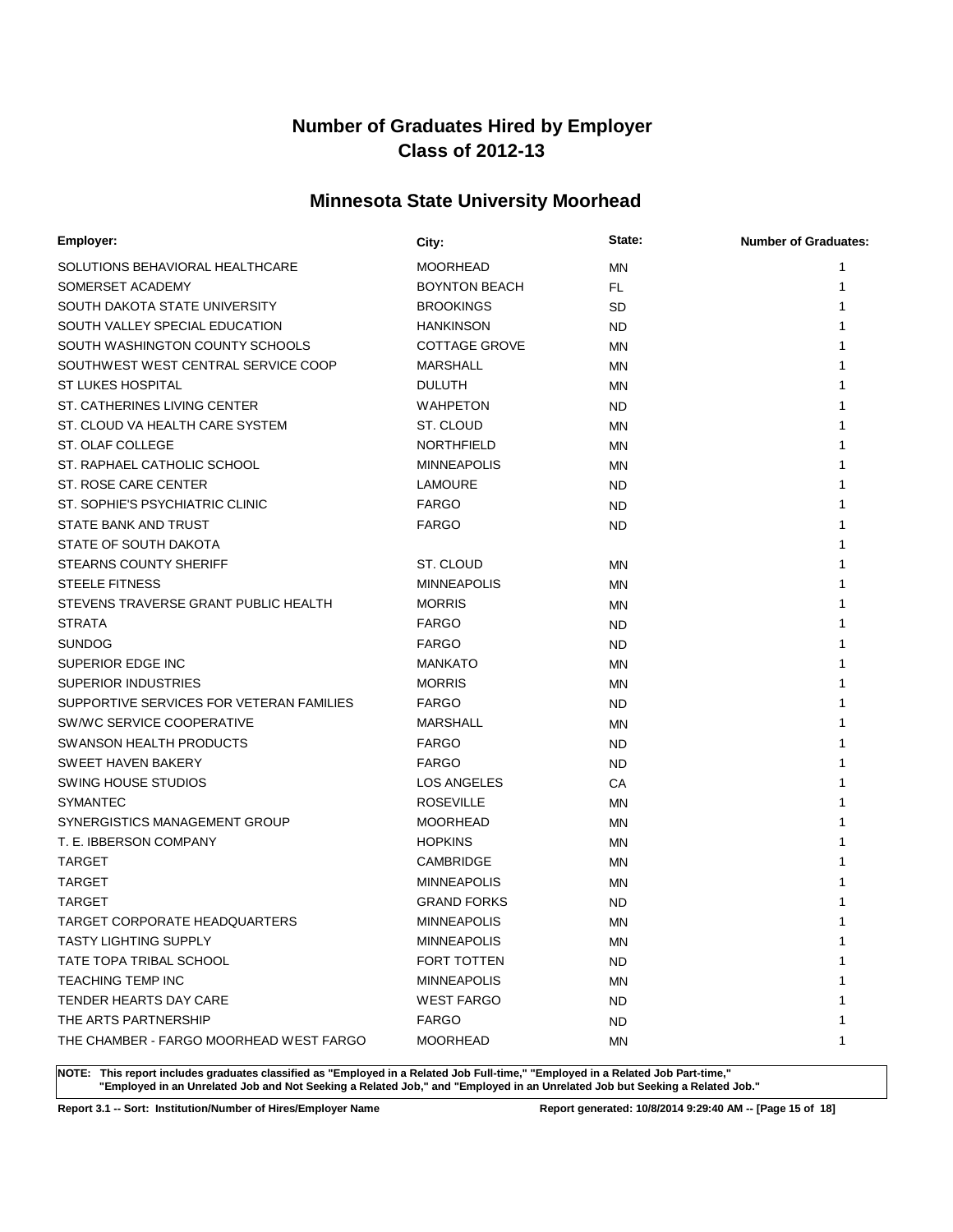# Number of Graduates Hired by Employer
# Class of 2012-13

## Minnesota State University Moorhead

| Employer: | City: | State: | Number of Graduates: |
|---|---|---|---|
| SOLUTIONS BEHAVIORAL HEALTHCARE | MOORHEAD | MN | 1 |
| SOMERSET ACADEMY | BOYNTON BEACH | FL | 1 |
| SOUTH DAKOTA STATE UNIVERSITY | BROOKINGS | SD | 1 |
| SOUTH VALLEY SPECIAL EDUCATION | HANKINSON | ND | 1 |
| SOUTH WASHINGTON COUNTY SCHOOLS | COTTAGE GROVE | MN | 1 |
| SOUTHWEST WEST CENTRAL SERVICE COOP | MARSHALL | MN | 1 |
| ST LUKES HOSPITAL | DULUTH | MN | 1 |
| ST. CATHERINES LIVING CENTER | WAHPETON | ND | 1 |
| ST. CLOUD VA HEALTH CARE SYSTEM | ST. CLOUD | MN | 1 |
| ST. OLAF COLLEGE | NORTHFIELD | MN | 1 |
| ST. RAPHAEL CATHOLIC SCHOOL | MINNEAPOLIS | MN | 1 |
| ST. ROSE CARE CENTER | LAMOURE | ND | 1 |
| ST. SOPHIE'S PSYCHIATRIC CLINIC | FARGO | ND | 1 |
| STATE BANK AND TRUST | FARGO | ND | 1 |
| STATE OF SOUTH DAKOTA | | | 1 |
| STEARNS COUNTY SHERIFF | ST. CLOUD | MN | 1 |
| STEELE FITNESS | MINNEAPOLIS | MN | 1 |
| STEVENS TRAVERSE GRANT PUBLIC HEALTH | MORRIS | MN | 1 |
| STRATA | FARGO | ND | 1 |
| SUNDOG | FARGO | ND | 1 |
| SUPERIOR EDGE INC | MANKATO | MN | 1 |
| SUPERIOR INDUSTRIES | MORRIS | MN | 1 |
| SUPPORTIVE SERVICES FOR VETERAN FAMILIES | FARGO | ND | 1 |
| SW/WC SERVICE COOPERATIVE | MARSHALL | MN | 1 |
| SWANSON HEALTH PRODUCTS | FARGO | ND | 1 |
| SWEET HAVEN BAKERY | FARGO | ND | 1 |
| SWING HOUSE STUDIOS | LOS ANGELES | CA | 1 |
| SYMANTEC | ROSEVILLE | MN | 1 |
| SYNERGISTICS MANAGEMENT GROUP | MOORHEAD | MN | 1 |
| T. E. IBBERSON COMPANY | HOPKINS | MN | 1 |
| TARGET | CAMBRIDGE | MN | 1 |
| TARGET | MINNEAPOLIS | MN | 1 |
| TARGET | GRAND FORKS | ND | 1 |
| TARGET CORPORATE HEADQUARTERS | MINNEAPOLIS | MN | 1 |
| TASTY LIGHTING SUPPLY | MINNEAPOLIS | MN | 1 |
| TATE TOPA TRIBAL SCHOOL | FORT TOTTEN | ND | 1 |
| TEACHING TEMP INC | MINNEAPOLIS | MN | 1 |
| TENDER HEARTS DAY CARE | WEST FARGO | ND | 1 |
| THE ARTS PARTNERSHIP | FARGO | ND | 1 |
| THE CHAMBER - FARGO MOORHEAD WEST FARGO | MOORHEAD | MN | 1 |

**NOTE: This report includes graduates classified as "Employed in a Related Job Full-time," "Employed in a Related Job Part-time," "Employed in an Unrelated Job and Not Seeking a Related Job," and "Employed in an Unrelated Job but Seeking a Related Job."**

**Report 3.1 -- Sort: Institution/Number of Hires/Employer Name** **Report generated: 10/8/2014 9:29:40 AM**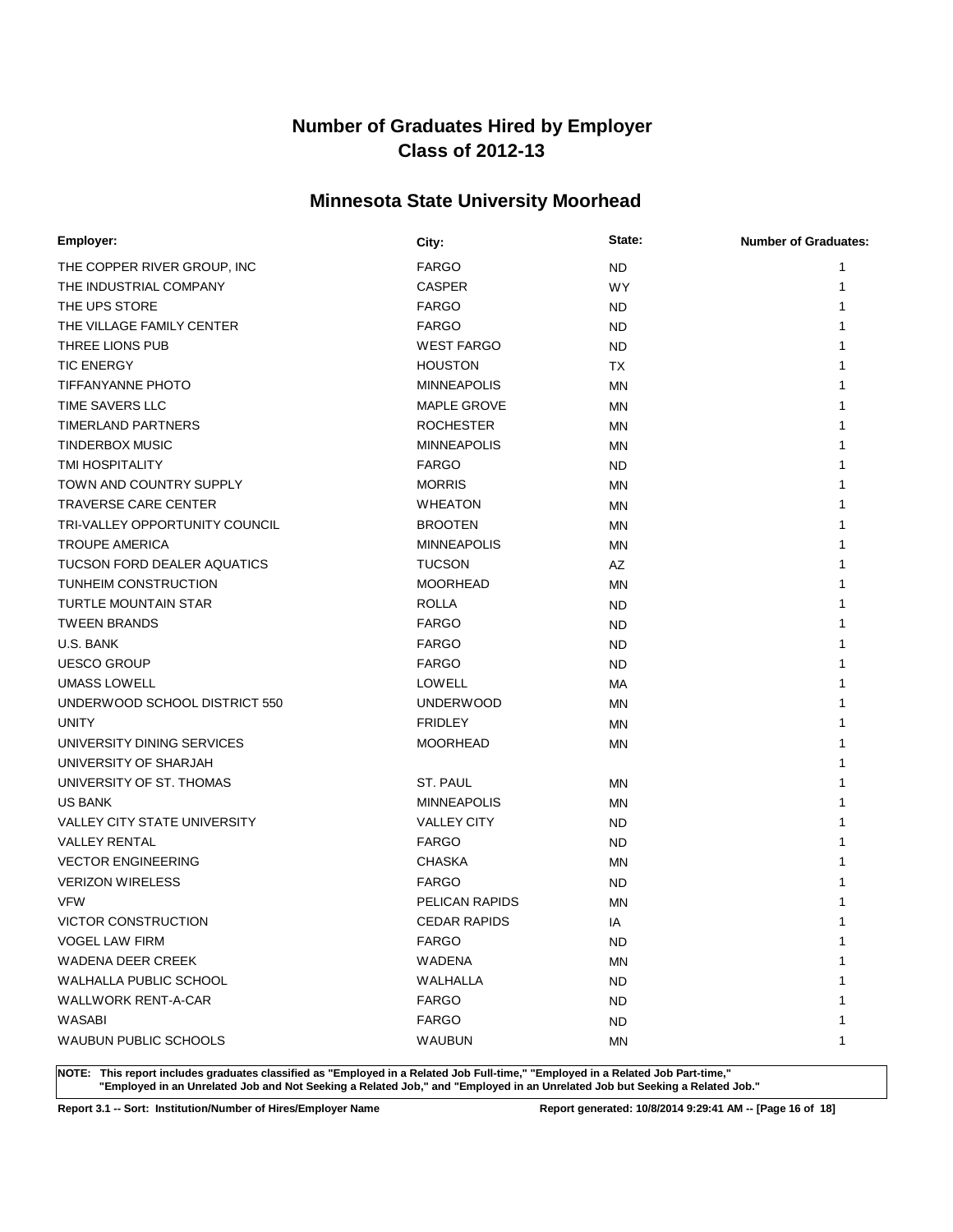# Number of Graduates Hired by Employer
# Class of 2012-13

## Minnesota State University Moorhead

| Employer: | City: | State: | Number of Graduates: |
|---|---|---|---|
| THE COPPER RIVER GROUP, INC | FARGO | ND | 1 |
| THE INDUSTRIAL COMPANY | CASPER | WY | 1 |
| THE UPS STORE | FARGO | ND | 1 |
| THE VILLAGE FAMILY CENTER | FARGO | ND | 1 |
| THREE LIONS PUB | WEST FARGO | ND | 1 |
| TIC ENERGY | HOUSTON | TX | 1 |
| TIFFANYANNE PHOTO | MINNEAPOLIS | MN | 1 |
| TIME SAVERS LLC | MAPLE GROVE | MN | 1 |
| TIMERLAND PARTNERS | ROCHESTER | MN | 1 |
| TINDERBOX MUSIC | MINNEAPOLIS | MN | 1 |
| TMI HOSPITALITY | FARGO | ND | 1 |
| TOWN AND COUNTRY SUPPLY | MORRIS | MN | 1 |
| TRAVERSE CARE CENTER | WHEATON | MN | 1 |
| TRI-VALLEY OPPORTUNITY COUNCIL | BROOTEN | MN | 1 |
| TROUPE AMERICA | MINNEAPOLIS | MN | 1 |
| TUCSON FORD DEALER AQUATICS | TUCSON | AZ | 1 |
| TUNHEIM CONSTRUCTION | MOORHEAD | MN | 1 |
| TURTLE MOUNTAIN STAR | ROLLA | ND | 1 |
| TWEEN BRANDS | FARGO | ND | 1 |
| U.S. BANK | FARGO | ND | 1 |
| UESCO GROUP | FARGO | ND | 1 |
| UMASS LOWELL | LOWELL | MA | 1 |
| UNDERWOOD SCHOOL DISTRICT 550 | UNDERWOOD | MN | 1 |
| UNITY | FRIDLEY | MN | 1 |
| UNIVERSITY DINING SERVICES | MOORHEAD | MN | 1 |
| UNIVERSITY OF SHARJAH | | | 1 |
| UNIVERSITY OF ST. THOMAS | ST. PAUL | MN | 1 |
| US BANK | MINNEAPOLIS | MN | 1 |
| VALLEY CITY STATE UNIVERSITY | VALLEY CITY | ND | 1 |
| VALLEY RENTAL | FARGO | ND | 1 |
| VECTOR ENGINEERING | CHASKA | MN | 1 |
| VERIZON WIRELESS | FARGO | ND | 1 |
| VFW | PELICAN RAPIDS | MN | 1 |
| VICTOR CONSTRUCTION | CEDAR RAPIDS | IA | 1 |
| VOGEL LAW FIRM | FARGO | ND | 1 |
| WADENA DEER CREEK | WADENA | MN | 1 |
| WALHALLA PUBLIC SCHOOL | WALHALLA | ND | 1 |
| WALLWORK RENT-A-CAR | FARGO | ND | 1 |
| WASABI | FARGO | ND | 1 |
| WAUBUN PUBLIC SCHOOLS | WAUBUN | MN | 1 |

**NOTE: This report includes graduates classified as "Employed in a Related Job Full-time," "Employed in a Related Job Part-time," "Employed in an Unrelated Job and Not Seeking a Related Job," and "Employed in an Unrelated Job but Seeking a Related Job."**

**Report 3.1 -- Sort: Institution/Number of Hires/Employer Name** **Report generated: 10/8/2014 9:29:41 AM**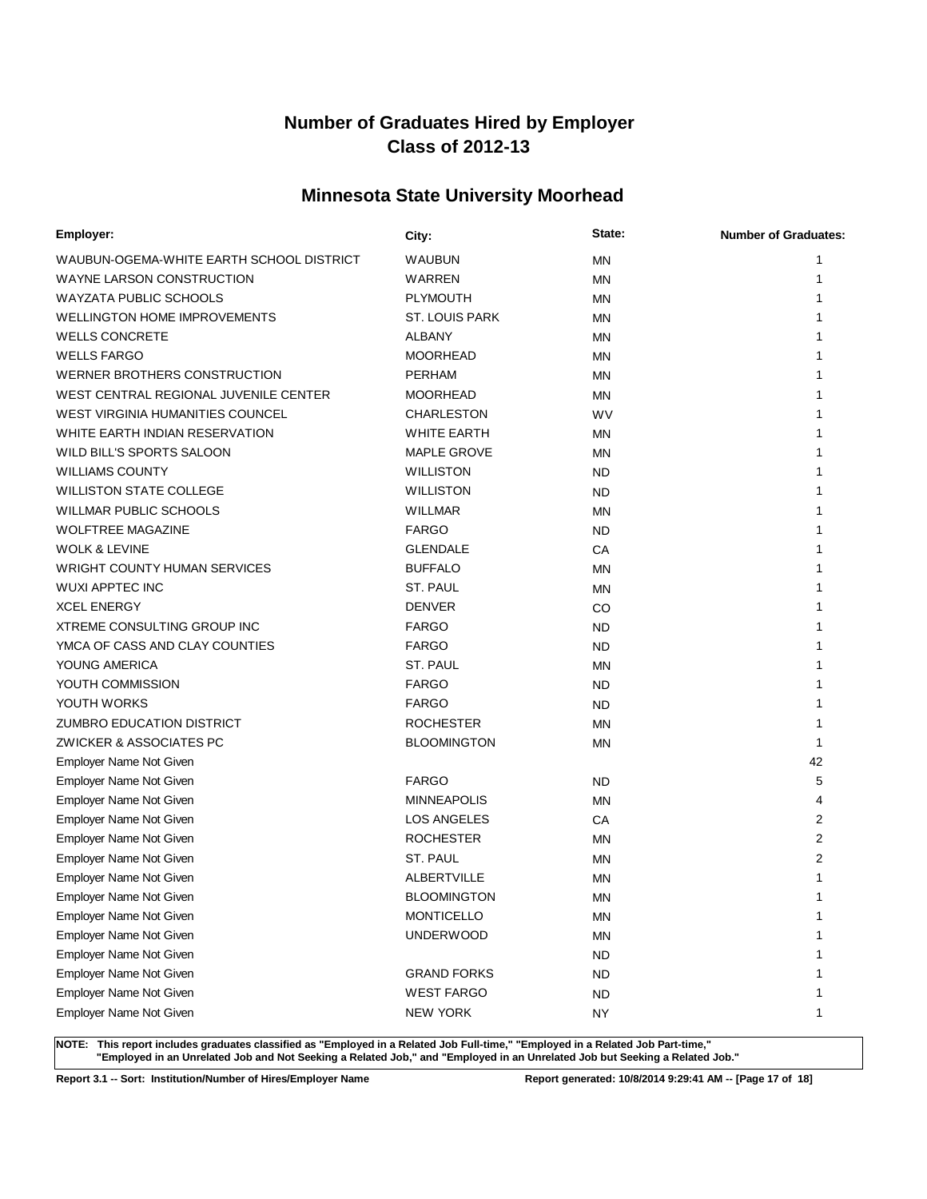# Number of Graduates Hired by Employer
# Class of 2012-13

## Minnesota State University Moorhead

| Employer: | City: | State: | Number of Graduates: |
|---|---|---|---|
| WAUBUN-OGEMA-WHITE EARTH SCHOOL DISTRICT | WAUBUN | MN | 1 |
| WAYNE LARSON CONSTRUCTION | WARREN | MN | 1 |
| WAYZATA PUBLIC SCHOOLS | PLYMOUTH | MN | 1 |
| WELLINGTON HOME IMPROVEMENTS | ST. LOUIS PARK | MN | 1 |
| WELLS CONCRETE | ALBANY | MN | 1 |
| WELLS FARGO | MOORHEAD | MN | 1 |
| WERNER BROTHERS CONSTRUCTION | PERHAM | MN | 1 |
| WEST CENTRAL REGIONAL JUVENILE CENTER | MOORHEAD | MN | 1 |
| WEST VIRGINIA HUMANITIES COUNCEL | CHARLESTON | WV | 1 |
| WHITE EARTH INDIAN RESERVATION | WHITE EARTH | MN | 1 |
| WILD BILL'S SPORTS SALOON | MAPLE GROVE | MN | 1 |
| WILLIAMS COUNTY | WILLISTON | ND | 1 |
| WILLISTON STATE COLLEGE | WILLISTON | ND | 1 |
| WILLMAR PUBLIC SCHOOLS | WILLMAR | MN | 1 |
| WOLFTREE MAGAZINE | FARGO | ND | 1 |
| WOLK & LEVINE | GLENDALE | CA | 1 |
| WRIGHT COUNTY HUMAN SERVICES | BUFFALO | MN | 1 |
| WUXI APPTEC INC | ST. PAUL | MN | 1 |
| XCEL ENERGY | DENVER | CO | 1 |
| XTREME CONSULTING GROUP INC | FARGO | ND | 1 |
| YMCA OF CASS AND CLAY COUNTIES | FARGO | ND | 1 |
| YOUNG AMERICA | ST. PAUL | MN | 1 |
| YOUTH COMMISSION | FARGO | ND | 1 |
| YOUTH WORKS | FARGO | ND | 1 |
| ZUMBRO EDUCATION DISTRICT | ROCHESTER | MN | 1 |
| ZWICKER & ASSOCIATES PC | BLOOMINGTON | MN | 1 |
| Employer Name Not Given | | | 42 |
| Employer Name Not Given | FARGO | ND | 5 |
| Employer Name Not Given | MINNEAPOLIS | MN | 4 |
| Employer Name Not Given | LOS ANGELES | CA | 2 |
| Employer Name Not Given | ROCHESTER | MN | 2 |
| Employer Name Not Given | ST. PAUL | MN | 2 |
| Employer Name Not Given | ALBERTVILLE | MN | 1 |
| Employer Name Not Given | BLOOMINGTON | MN | 1 |
| Employer Name Not Given | MONTICELLO | MN | 1 |
| Employer Name Not Given | UNDERWOOD | MN | 1 |
| Employer Name Not Given | | ND | 1 |
| Employer Name Not Given | GRAND FORKS | ND | 1 |
| Employer Name Not Given | WEST FARGO | ND | 1 |
| Employer Name Not Given | NEW YORK | NY | 1 |

**NOTE: This report includes graduates classified as "Employed in a Related Job Full-time," "Employed in a Related Job Part-time," "Employed in an Unrelated Job and Not Seeking a Related Job," and "Employed in an Unrelated Job but Seeking a Related Job."**

**Report 3.1 -- Sort: Institution/Number of Hires/Employer Name**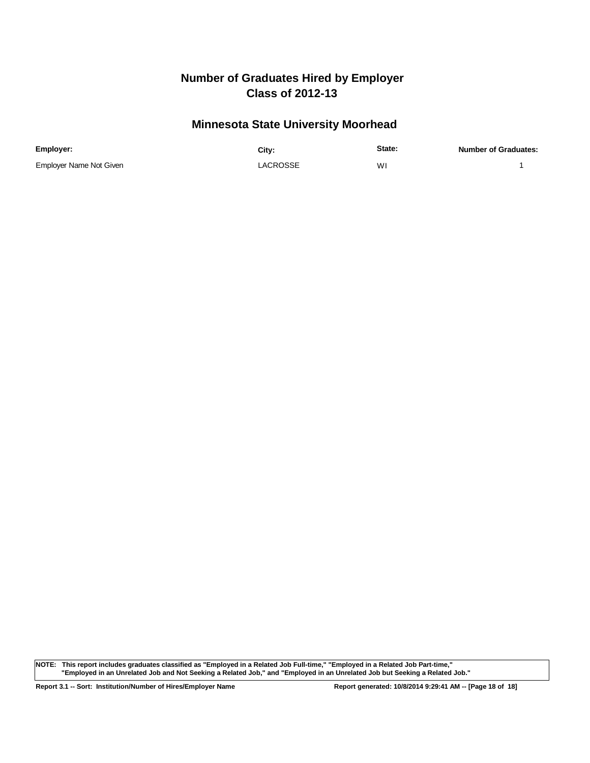# Number of Graduates Hired by Employer
# Class of 2012-13

## Minnesota State University Moorhead

| Employer: | City: | State: | Number of Graduates: |
| --- | --- | --- | --- |
| Employer Name Not Given | LACROSSE | WI | 1 |

**NOTE: This report includes graduates classified as "Employed in a Related Job Full-time," "Employed in a Related Job Part-time," "Employed in an Unrelated Job and Not Seeking a Related Job," and "Employed in an Unrelated Job but Seeking a Related Job."**

**Report 3.1 -- Sort: Institution/Number of Hires/Employer Name**

**Report generated: 10/8/2014 9:29:41 AM**